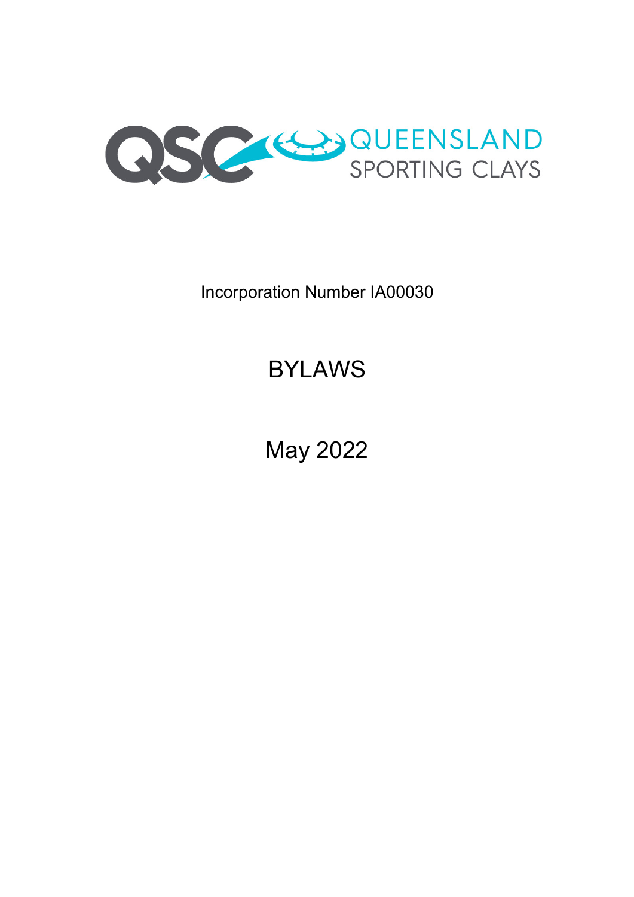QSC QUEENSLAND SPORTING CLAYS

Incorporation Number IA00030

# BYLAWS

May 2022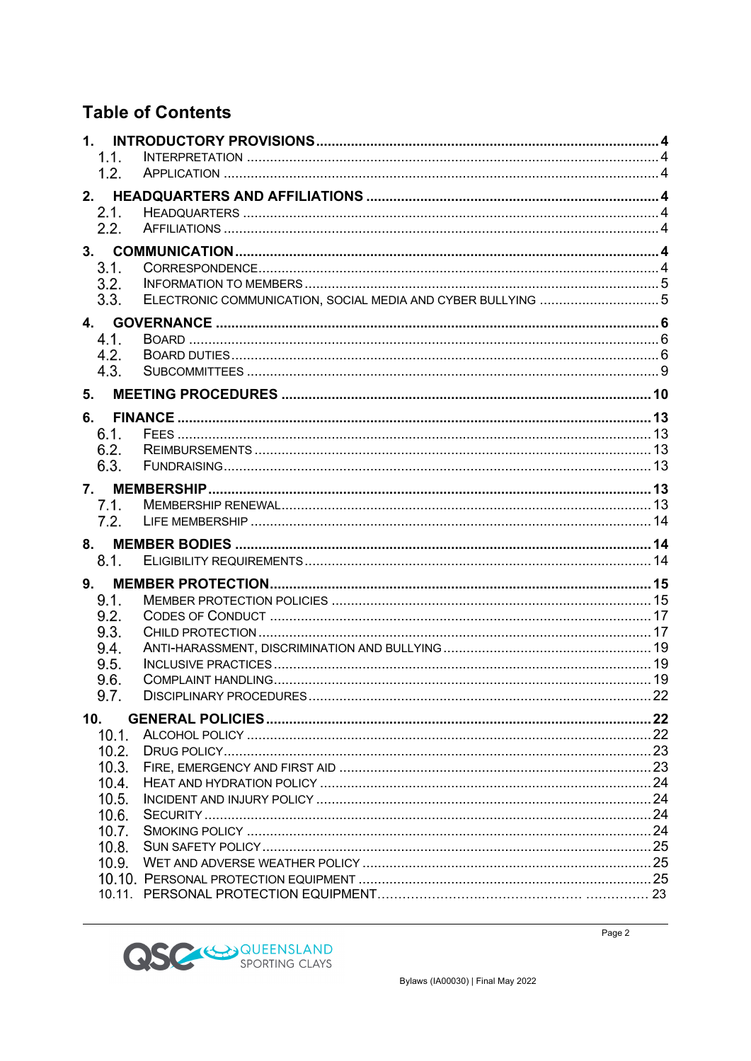# Table of Contents

**1. INTRODUCTORY PROVISIONS** .......... **4**
- 1.1. Interpretation .......... 4
- 1.2. Application .......... 4

**2. HEADQUARTERS AND AFFILIATIONS** .......... **4**
- 2.1. Headquarters .......... 4
- 2.2. Affiliations .......... 4

**3. COMMUNICATION** .......... **4**
- 3.1. Correspondence .......... 4
- 3.2. Information to Members .......... 5
- 3.3. Electronic Communication, Social Media and Cyber Bullying .......... 5

**4. GOVERNANCE** .......... **6**
- 4.1. Board .......... 6
- 4.2. Board Duties .......... 6
- 4.3. Subcommittees .......... 9

**5. MEETING PROCEDURES** .......... **10**

**6. FINANCE** .......... **13**
- 6.1. Fees .......... 13
- 6.2. Reimbursements .......... 13
- 6.3. Fundraising .......... 13

**7. MEMBERSHIP** .......... **13**
- 7.1. Membership Renewal .......... 13
- 7.2. Life Membership .......... 14

**8. MEMBER BODIES** .......... **14**
- 8.1. Eligibility Requirements .......... 14

**9. MEMBER PROTECTION** .......... **15**
- 9.1. Member Protection Policies .......... 15
- 9.2. Codes of Conduct .......... 17
- 9.3. Child Protection .......... 17
- 9.4. Anti-Harassment, Discrimination and Bullying .......... 19
- 9.5. Inclusive Practices .......... 19
- 9.6. Complaint Handling .......... 19
- 9.7. Disciplinary Procedures .......... 22

**10. GENERAL POLICIES** .......... **22**
- 10.1. Alcohol Policy .......... 22
- 10.2. Drug Policy .......... 23
- 10.3. Fire, Emergency and First Aid .......... 23
- 10.4. Heat and Hydration Policy .......... 24
- 10.5. Incident and Injury Policy .......... 24
- 10.6. Security .......... 24
- 10.7. Smoking Policy .......... 24
- 10.8. Sun Safety Policy .......... 25
- 10.9. Wet and Adverse Weather Policy .......... 25
- 10.10. Personal Protection Equipment .......... 25
- 10.11. PERSONAL PROTECTION EQUIPMENT .......... 23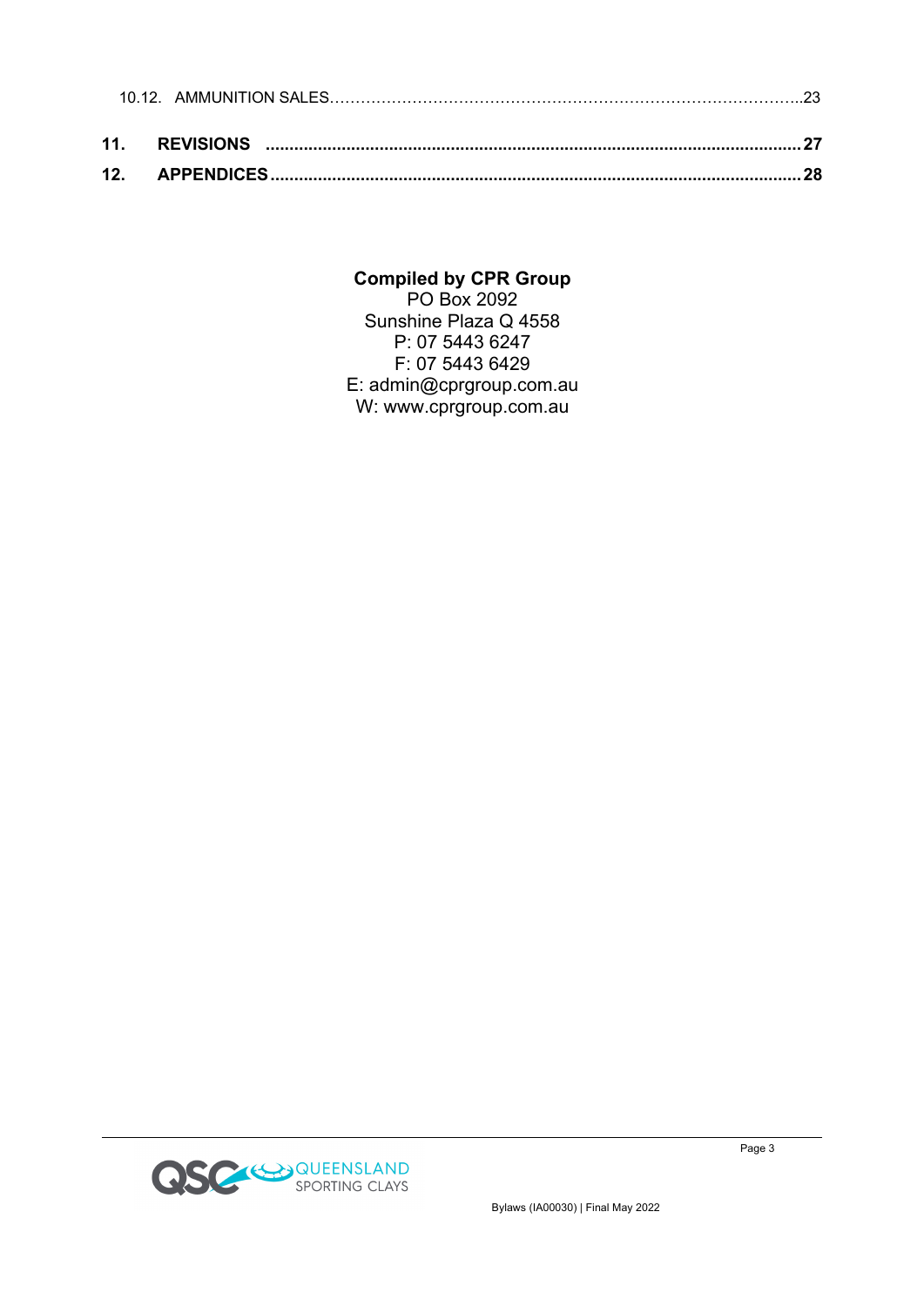10.12. AMMUNITION SALES……………………………………………………………………………..23

**11. REVISIONS ............................................................................................................... 27**

**12. APPENDICES .............................................................................................................. 28**

**Compiled by CPR Group**
PO Box 2092
Sunshine Plaza Q 4558
P: 07 5443 6247
F: 07 5443 6429
E: admin@cprgroup.com.au
W: www.cprgroup.com.au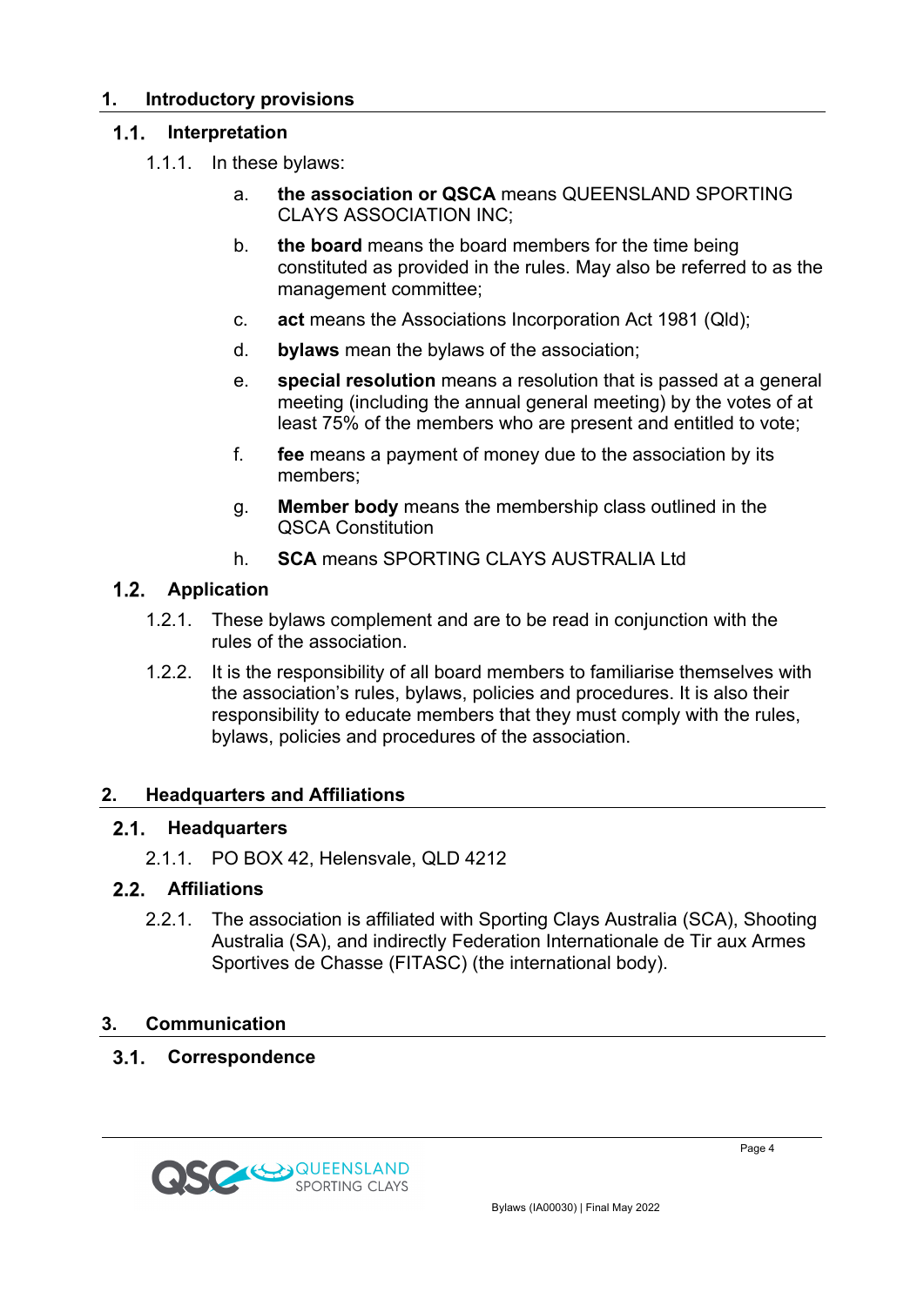# 1. Introductory provisions

## 1.1. Interpretation

1.1.1. In these bylaws:

a. **the association or QSCA** means QUEENSLAND SPORTING CLAYS ASSOCIATION INC;

b. **the board** means the board members for the time being constituted as provided in the rules. May also be referred to as the management committee;

c. **act** means the Associations Incorporation Act 1981 (Qld);

d. **bylaws** mean the bylaws of the association;

e. **special resolution** means a resolution that is passed at a general meeting (including the annual general meeting) by the votes of at least 75% of the members who are present and entitled to vote;

f. **fee** means a payment of money due to the association by its members;

g. **Member body** means the membership class outlined in the QSCA Constitution

h. **SCA** means SPORTING CLAYS AUSTRALIA Ltd

## 1.2. Application

1.2.1. These bylaws complement and are to be read in conjunction with the rules of the association.

1.2.2. It is the responsibility of all board members to familiarise themselves with the association's rules, bylaws, policies and procedures. It is also their responsibility to educate members that they must comply with the rules, bylaws, policies and procedures of the association.

# 2. Headquarters and Affiliations

## 2.1. Headquarters

2.1.1. PO BOX 42, Helensvale, QLD 4212

## 2.2. Affiliations

2.2.1. The association is affiliated with Sporting Clays Australia (SCA), Shooting Australia (SA), and indirectly Federation Internationale de Tir aux Armes Sportives de Chasse (FITASC) (the international body).

# 3. Communication

## 3.1. Correspondence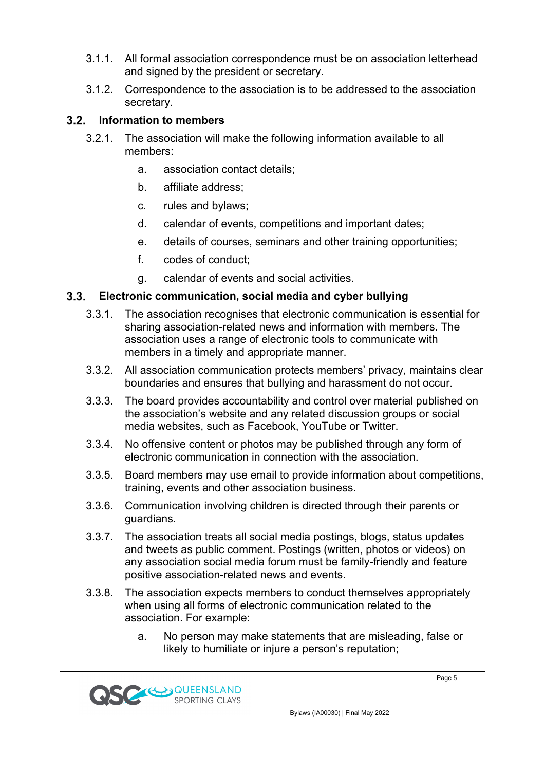3.1.1. All formal association correspondence must be on association letterhead and signed by the president or secretary.

3.1.2. Correspondence to the association is to be addressed to the association secretary.

## 3.2. Information to members

3.2.1. The association will make the following information available to all members:

a. association contact details;

b. affiliate address;

c. rules and bylaws;

d. calendar of events, competitions and important dates;

e. details of courses, seminars and other training opportunities;

f. codes of conduct;

g. calendar of events and social activities.

## 3.3. Electronic communication, social media and cyber bullying

3.3.1. The association recognises that electronic communication is essential for sharing association-related news and information with members. The association uses a range of electronic tools to communicate with members in a timely and appropriate manner.

3.3.2. All association communication protects members' privacy, maintains clear boundaries and ensures that bullying and harassment do not occur.

3.3.3. The board provides accountability and control over material published on the association's website and any related discussion groups or social media websites, such as Facebook, YouTube or Twitter.

3.3.4. No offensive content or photos may be published through any form of electronic communication in connection with the association.

3.3.5. Board members may use email to provide information about competitions, training, events and other association business.

3.3.6. Communication involving children is directed through their parents or guardians.

3.3.7. The association treats all social media postings, blogs, status updates and tweets as public comment. Postings (written, photos or videos) on any association social media forum must be family-friendly and feature positive association-related news and events.

3.3.8. The association expects members to conduct themselves appropriately when using all forms of electronic communication related to the association. For example:

a. No person may make statements that are misleading, false or likely to humiliate or injure a person's reputation;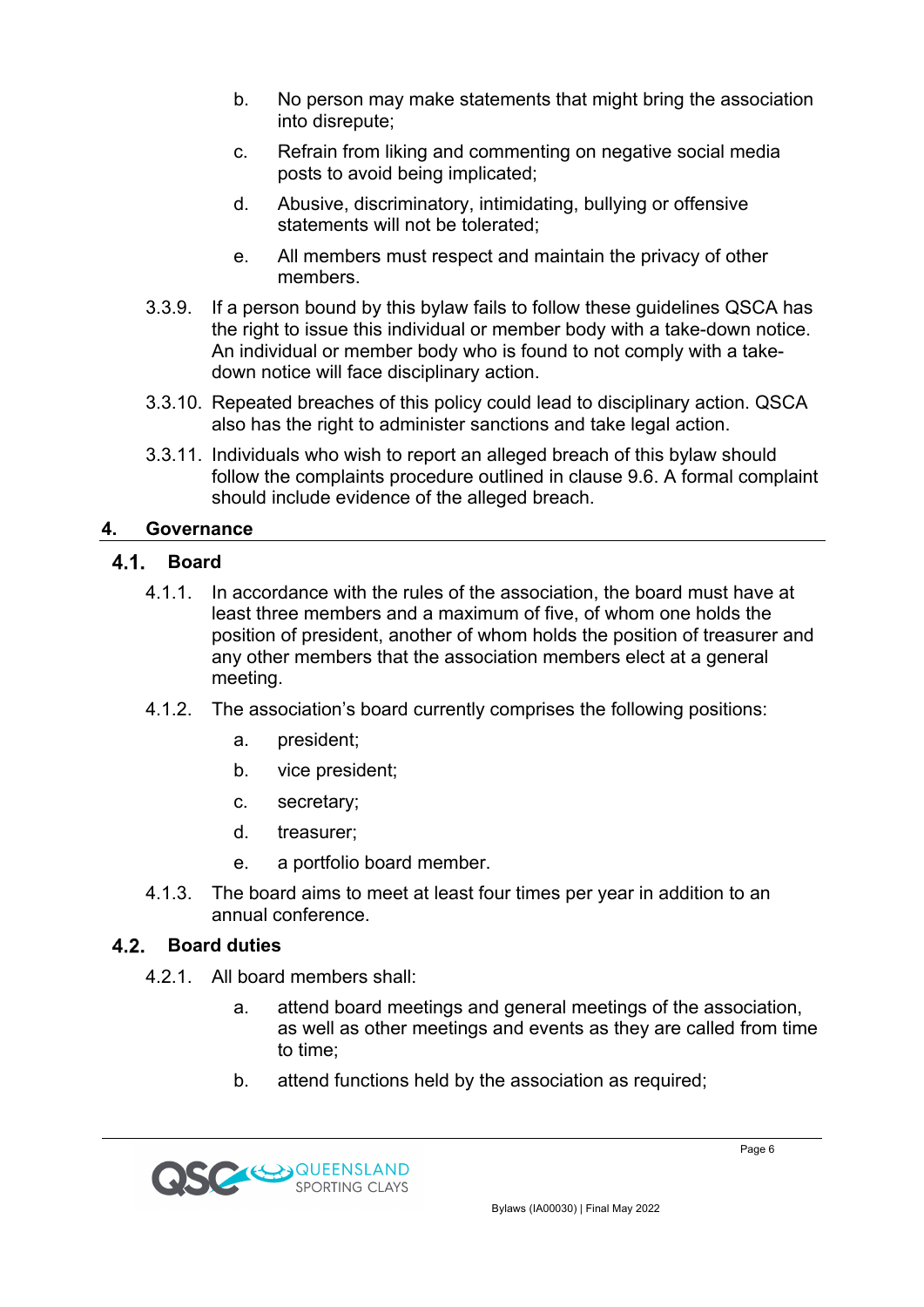b. No person may make statements that might bring the association into disrepute;

c. Refrain from liking and commenting on negative social media posts to avoid being implicated;

d. Abusive, discriminatory, intimidating, bullying or offensive statements will not be tolerated;

e. All members must respect and maintain the privacy of other members.

3.3.9. If a person bound by this bylaw fails to follow these guidelines QSCA has the right to issue this individual or member body with a take-down notice. An individual or member body who is found to not comply with a take-down notice will face disciplinary action.

3.3.10. Repeated breaches of this policy could lead to disciplinary action. QSCA also has the right to administer sanctions and take legal action.

3.3.11. Individuals who wish to report an alleged breach of this bylaw should follow the complaints procedure outlined in clause 9.6. A formal complaint should include evidence of the alleged breach.

# 4. Governance

## 4.1. Board

4.1.1. In accordance with the rules of the association, the board must have at least three members and a maximum of five, of whom one holds the position of president, another of whom holds the position of treasurer and any other members that the association members elect at a general meeting.

4.1.2. The association's board currently comprises the following positions:

a. president;

b. vice president;

c. secretary;

d. treasurer;

e. a portfolio board member.

4.1.3. The board aims to meet at least four times per year in addition to an annual conference.

## 4.2. Board duties

4.2.1. All board members shall:

a. attend board meetings and general meetings of the association, as well as other meetings and events as they are called from time to time;

b. attend functions held by the association as required;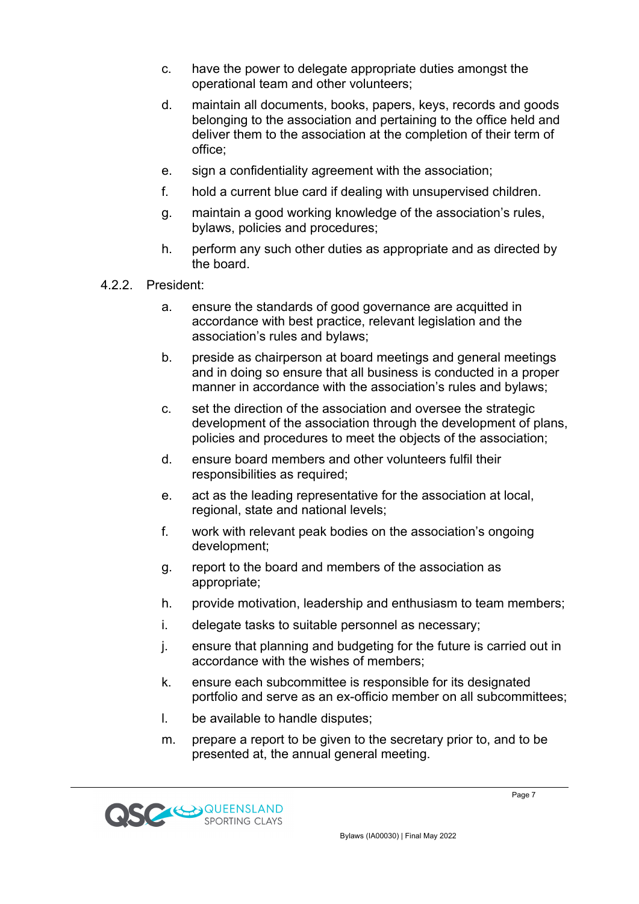c. have the power to delegate appropriate duties amongst the operational team and other volunteers;

d. maintain all documents, books, papers, keys, records and goods belonging to the association and pertaining to the office held and deliver them to the association at the completion of their term of office;

e. sign a confidentiality agreement with the association;

f. hold a current blue card if dealing with unsupervised children.

g. maintain a good working knowledge of the association's rules, bylaws, policies and procedures;

h. perform any such other duties as appropriate and as directed by the board.

4.2.2. President:

a. ensure the standards of good governance are acquitted in accordance with best practice, relevant legislation and the association's rules and bylaws;

b. preside as chairperson at board meetings and general meetings and in doing so ensure that all business is conducted in a proper manner in accordance with the association's rules and bylaws;

c. set the direction of the association and oversee the strategic development of the association through the development of plans, policies and procedures to meet the objects of the association;

d. ensure board members and other volunteers fulfil their responsibilities as required;

e. act as the leading representative for the association at local, regional, state and national levels;

f. work with relevant peak bodies on the association's ongoing development;

g. report to the board and members of the association as appropriate;

h. provide motivation, leadership and enthusiasm to team members;

i. delegate tasks to suitable personnel as necessary;

j. ensure that planning and budgeting for the future is carried out in accordance with the wishes of members;

k. ensure each subcommittee is responsible for its designated portfolio and serve as an ex-officio member on all subcommittees;

l. be available to handle disputes;

m. prepare a report to be given to the secretary prior to, and to be presented at, the annual general meeting.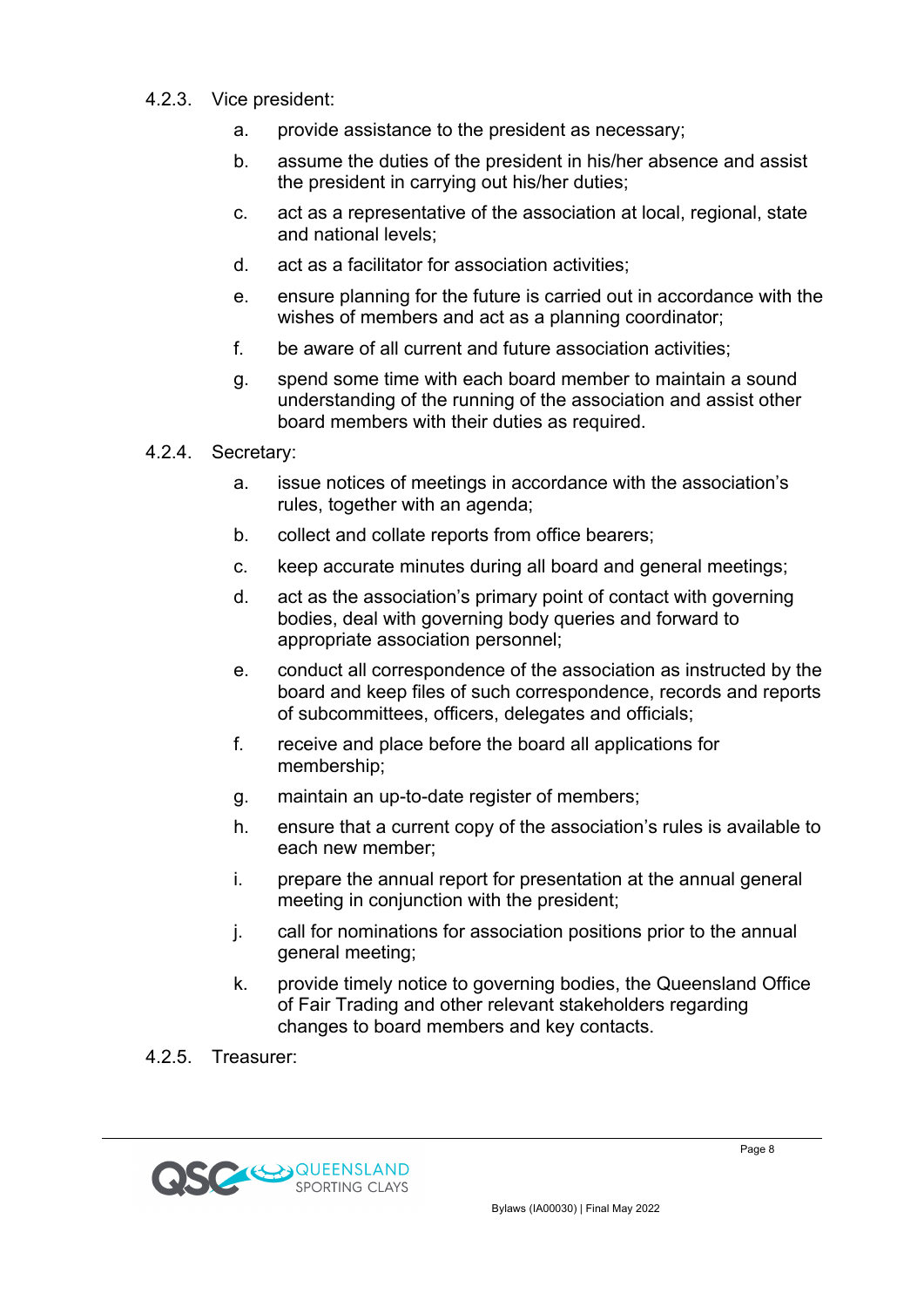4.2.3. Vice president:

a. provide assistance to the president as necessary;

b. assume the duties of the president in his/her absence and assist the president in carrying out his/her duties;

c. act as a representative of the association at local, regional, state and national levels;

d. act as a facilitator for association activities;

e. ensure planning for the future is carried out in accordance with the wishes of members and act as a planning coordinator;

f. be aware of all current and future association activities;

g. spend some time with each board member to maintain a sound understanding of the running of the association and assist other board members with their duties as required.

4.2.4. Secretary:

a. issue notices of meetings in accordance with the association's rules, together with an agenda;

b. collect and collate reports from office bearers;

c. keep accurate minutes during all board and general meetings;

d. act as the association's primary point of contact with governing bodies, deal with governing body queries and forward to appropriate association personnel;

e. conduct all correspondence of the association as instructed by the board and keep files of such correspondence, records and reports of subcommittees, officers, delegates and officials;

f. receive and place before the board all applications for membership;

g. maintain an up-to-date register of members;

h. ensure that a current copy of the association's rules is available to each new member;

i. prepare the annual report for presentation at the annual general meeting in conjunction with the president;

j. call for nominations for association positions prior to the annual general meeting;

k. provide timely notice to governing bodies, the Queensland Office of Fair Trading and other relevant stakeholders regarding changes to board members and key contacts.

4.2.5. Treasurer: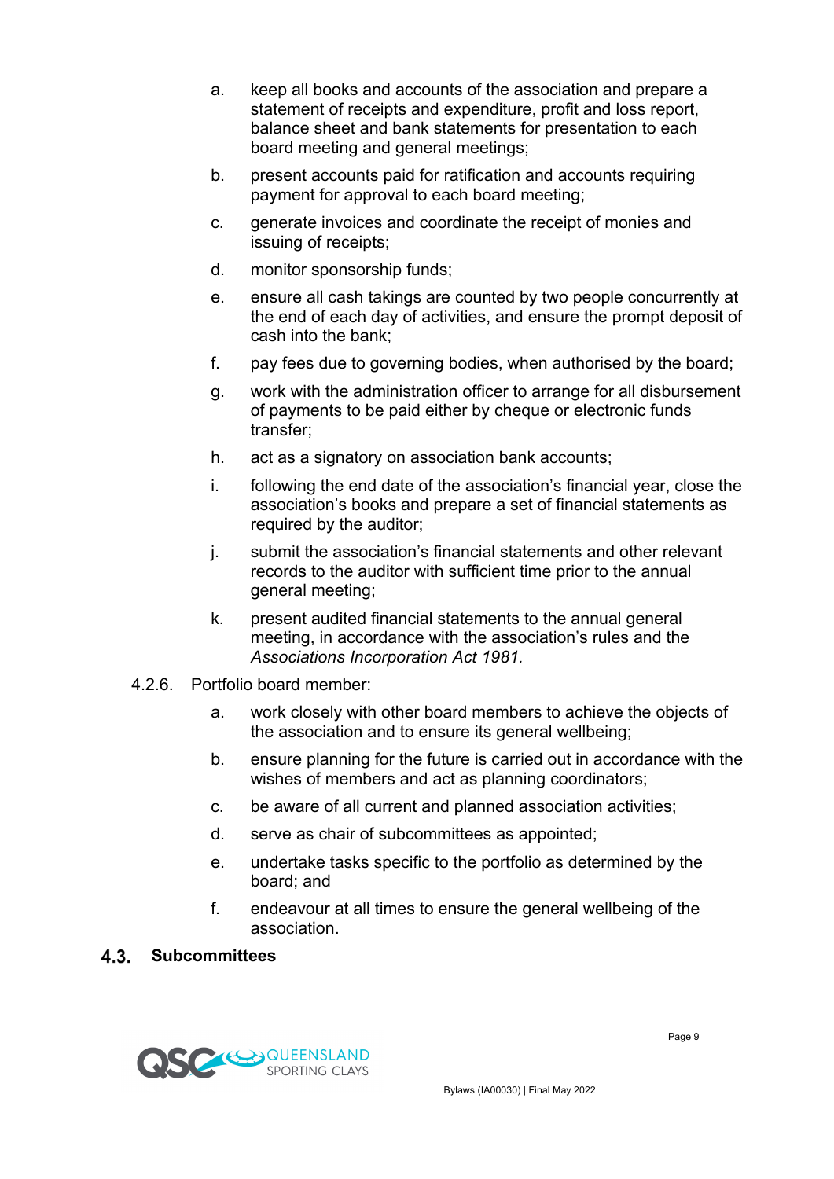a. keep all books and accounts of the association and prepare a statement of receipts and expenditure, profit and loss report, balance sheet and bank statements for presentation to each board meeting and general meetings;

b. present accounts paid for ratification and accounts requiring payment for approval to each board meeting;

c. generate invoices and coordinate the receipt of monies and issuing of receipts;

d. monitor sponsorship funds;

e. ensure all cash takings are counted by two people concurrently at the end of each day of activities, and ensure the prompt deposit of cash into the bank;

f. pay fees due to governing bodies, when authorised by the board;

g. work with the administration officer to arrange for all disbursement of payments to be paid either by cheque or electronic funds transfer;

h. act as a signatory on association bank accounts;

i. following the end date of the association's financial year, close the association's books and prepare a set of financial statements as required by the auditor;

j. submit the association's financial statements and other relevant records to the auditor with sufficient time prior to the annual general meeting;

k. present audited financial statements to the annual general meeting, in accordance with the association's rules and the *Associations Incorporation Act 1981.*

4.2.6. Portfolio board member:

a. work closely with other board members to achieve the objects of the association and to ensure its general wellbeing;

b. ensure planning for the future is carried out in accordance with the wishes of members and act as planning coordinators;

c. be aware of all current and planned association activities;

d. serve as chair of subcommittees as appointed;

e. undertake tasks specific to the portfolio as determined by the board; and

f. endeavour at all times to ensure the general wellbeing of the association.

## 4.3. Subcommittees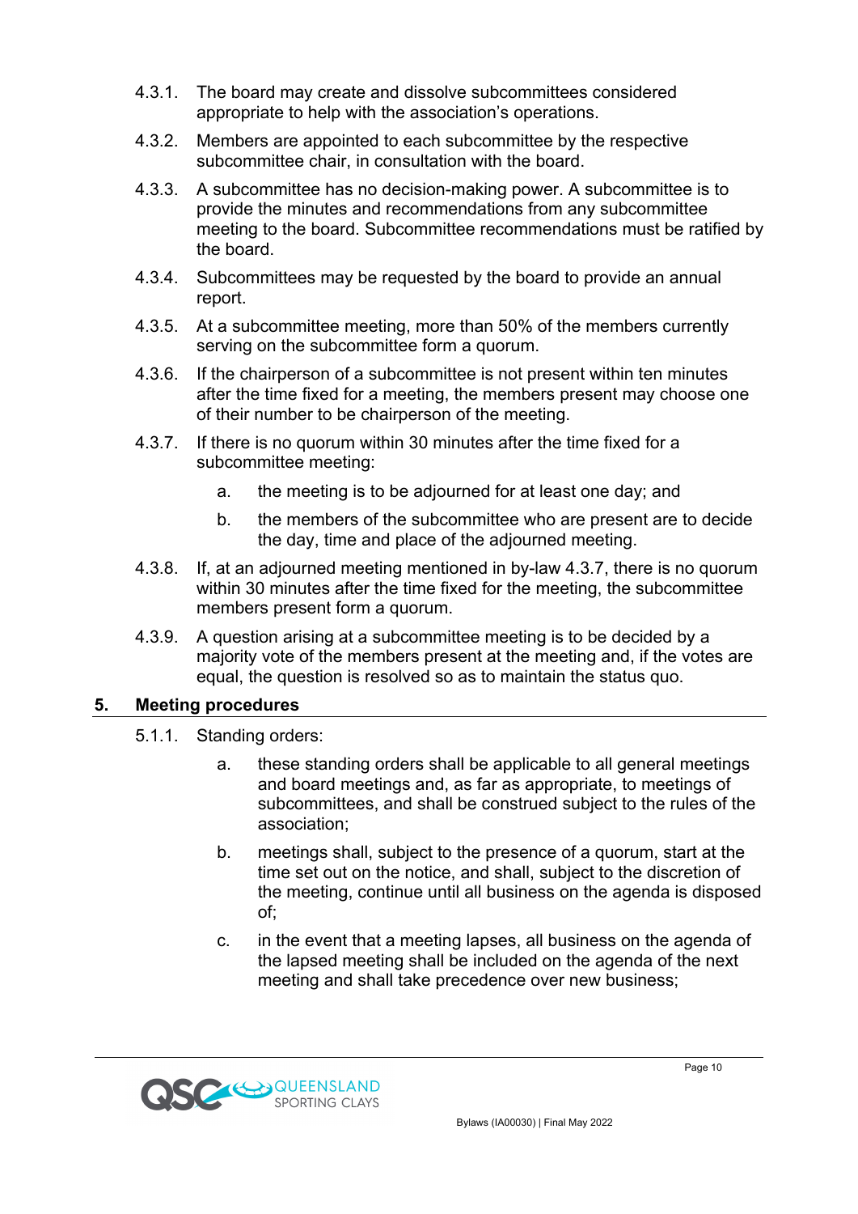4.3.1. The board may create and dissolve subcommittees considered appropriate to help with the association's operations.

4.3.2. Members are appointed to each subcommittee by the respective subcommittee chair, in consultation with the board.

4.3.3. A subcommittee has no decision-making power. A subcommittee is to provide the minutes and recommendations from any subcommittee meeting to the board. Subcommittee recommendations must be ratified by the board.

4.3.4. Subcommittees may be requested by the board to provide an annual report.

4.3.5. At a subcommittee meeting, more than 50% of the members currently serving on the subcommittee form a quorum.

4.3.6. If the chairperson of a subcommittee is not present within ten minutes after the time fixed for a meeting, the members present may choose one of their number to be chairperson of the meeting.

4.3.7. If there is no quorum within 30 minutes after the time fixed for a subcommittee meeting:

   a. the meeting is to be adjourned for at least one day; and

   b. the members of the subcommittee who are present are to decide the day, time and place of the adjourned meeting.

4.3.8. If, at an adjourned meeting mentioned in by-law 4.3.7, there is no quorum within 30 minutes after the time fixed for the meeting, the subcommittee members present form a quorum.

4.3.9. A question arising at a subcommittee meeting is to be decided by a majority vote of the members present at the meeting and, if the votes are equal, the question is resolved so as to maintain the status quo.

## 5. Meeting procedures

5.1.1. Standing orders:

   a. these standing orders shall be applicable to all general meetings and board meetings and, as far as appropriate, to meetings of subcommittees, and shall be construed subject to the rules of the association;

   b. meetings shall, subject to the presence of a quorum, start at the time set out on the notice, and shall, subject to the discretion of the meeting, continue until all business on the agenda is disposed of;

   c. in the event that a meeting lapses, all business on the agenda of the lapsed meeting shall be included on the agenda of the next meeting and shall take precedence over new business;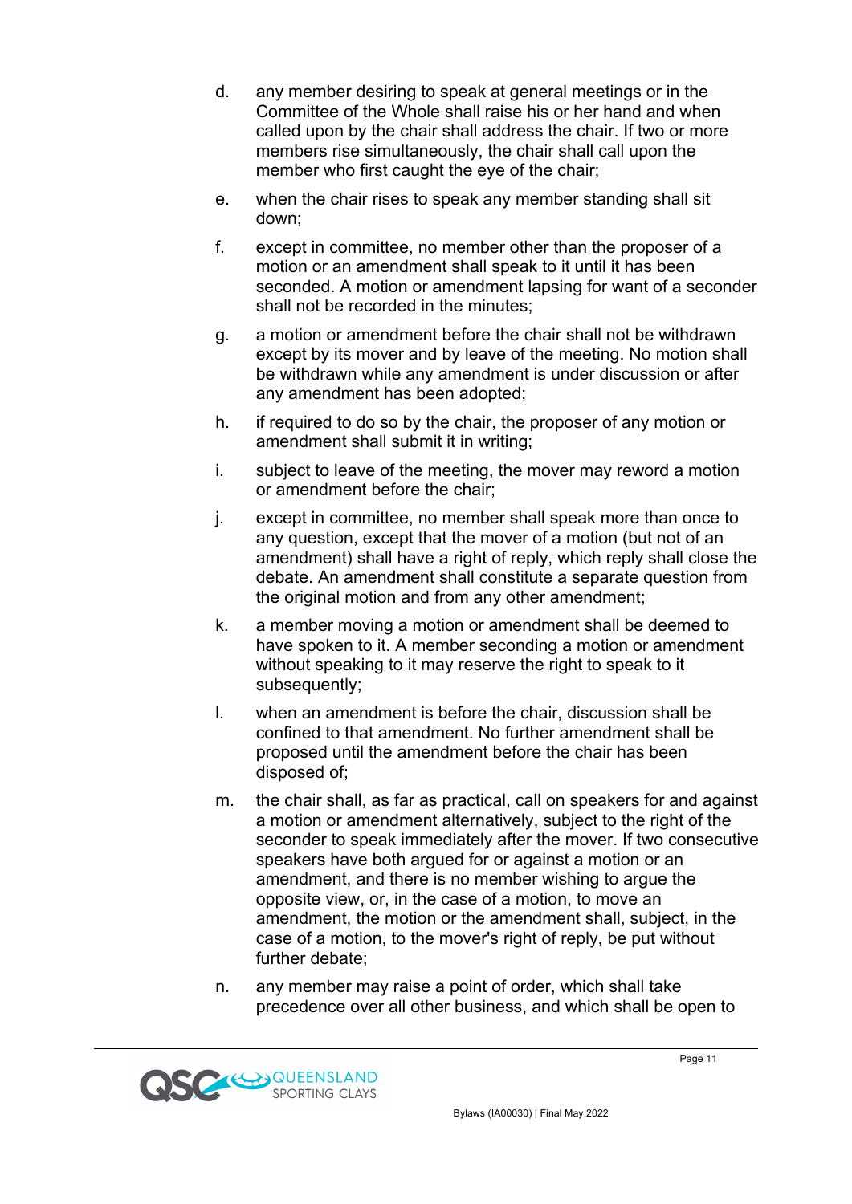d. any member desiring to speak at general meetings or in the Committee of the Whole shall raise his or her hand and when called upon by the chair shall address the chair. If two or more members rise simultaneously, the chair shall call upon the member who first caught the eye of the chair;

e. when the chair rises to speak any member standing shall sit down;

f. except in committee, no member other than the proposer of a motion or an amendment shall speak to it until it has been seconded. A motion or amendment lapsing for want of a seconder shall not be recorded in the minutes;

g. a motion or amendment before the chair shall not be withdrawn except by its mover and by leave of the meeting. No motion shall be withdrawn while any amendment is under discussion or after any amendment has been adopted;

h. if required to do so by the chair, the proposer of any motion or amendment shall submit it in writing;

i. subject to leave of the meeting, the mover may reword a motion or amendment before the chair;

j. except in committee, no member shall speak more than once to any question, except that the mover of a motion (but not of an amendment) shall have a right of reply, which reply shall close the debate. An amendment shall constitute a separate question from the original motion and from any other amendment;

k. a member moving a motion or amendment shall be deemed to have spoken to it. A member seconding a motion or amendment without speaking to it may reserve the right to speak to it subsequently;

l. when an amendment is before the chair, discussion shall be confined to that amendment. No further amendment shall be proposed until the amendment before the chair has been disposed of;

m. the chair shall, as far as practical, call on speakers for and against a motion or amendment alternatively, subject to the right of the seconder to speak immediately after the mover. If two consecutive speakers have both argued for or against a motion or an amendment, and there is no member wishing to argue the opposite view, or, in the case of a motion, to move an amendment, the motion or the amendment shall, subject, in the case of a motion, to the mover's right of reply, be put without further debate;

n. any member may raise a point of order, which shall take precedence over all other business, and which shall be open to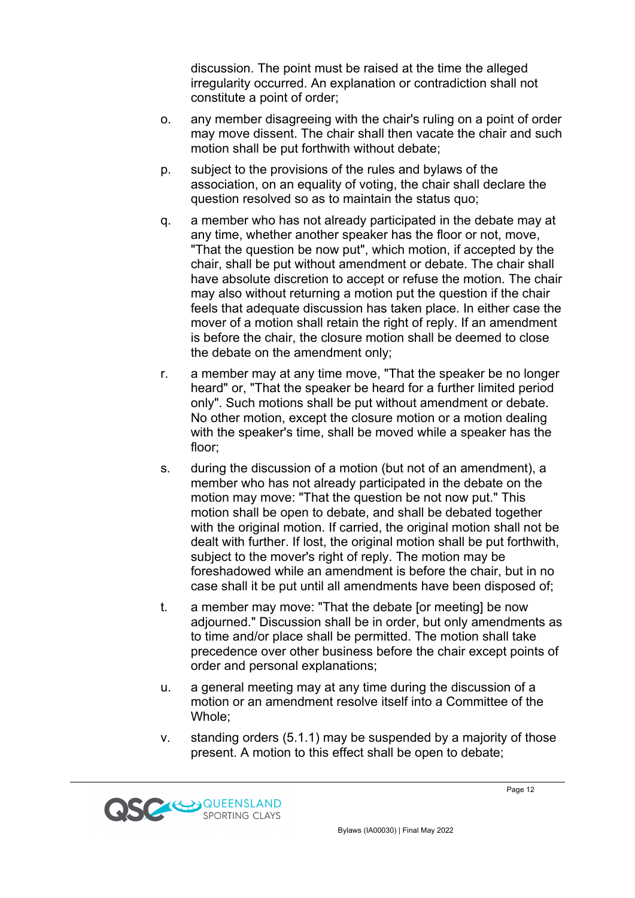discussion. The point must be raised at the time the alleged irregularity occurred. An explanation or contradiction shall not constitute a point of order;

o. any member disagreeing with the chair's ruling on a point of order may move dissent. The chair shall then vacate the chair and such motion shall be put forthwith without debate;

p. subject to the provisions of the rules and bylaws of the association, on an equality of voting, the chair shall declare the question resolved so as to maintain the status quo;

q. a member who has not already participated in the debate may at any time, whether another speaker has the floor or not, move, "That the question be now put", which motion, if accepted by the chair, shall be put without amendment or debate. The chair shall have absolute discretion to accept or refuse the motion. The chair may also without returning a motion put the question if the chair feels that adequate discussion has taken place. In either case the mover of a motion shall retain the right of reply. If an amendment is before the chair, the closure motion shall be deemed to close the debate on the amendment only;

r. a member may at any time move, "That the speaker be no longer heard" or, "That the speaker be heard for a further limited period only". Such motions shall be put without amendment or debate. No other motion, except the closure motion or a motion dealing with the speaker's time, shall be moved while a speaker has the floor;

s. during the discussion of a motion (but not of an amendment), a member who has not already participated in the debate on the motion may move: "That the question be not now put." This motion shall be open to debate, and shall be debated together with the original motion. If carried, the original motion shall not be dealt with further. If lost, the original motion shall be put forthwith, subject to the mover's right of reply. The motion may be foreshadowed while an amendment is before the chair, but in no case shall it be put until all amendments have been disposed of;

t. a member may move: "That the debate [or meeting] be now adjourned." Discussion shall be in order, but only amendments as to time and/or place shall be permitted. The motion shall take precedence over other business before the chair except points of order and personal explanations;

u. a general meeting may at any time during the discussion of a motion or an amendment resolve itself into a Committee of the Whole;

v. standing orders (5.1.1) may be suspended by a majority of those present. A motion to this effect shall be open to debate;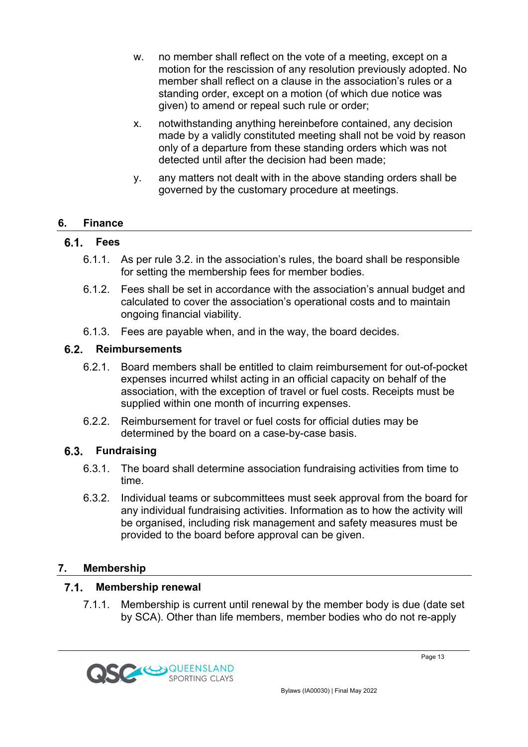w. no member shall reflect on the vote of a meeting, except on a motion for the rescission of any resolution previously adopted. No member shall reflect on a clause in the association's rules or a standing order, except on a motion (of which due notice was given) to amend or repeal such rule or order;

x. notwithstanding anything hereinbefore contained, any decision made by a validly constituted meeting shall not be void by reason only of a departure from these standing orders which was not detected until after the decision had been made;

y. any matters not dealt with in the above standing orders shall be governed by the customary procedure at meetings.

## 6. Finance

### 6.1. Fees

6.1.1. As per rule 3.2. in the association's rules, the board shall be responsible for setting the membership fees for member bodies.

6.1.2. Fees shall be set in accordance with the association's annual budget and calculated to cover the association's operational costs and to maintain ongoing financial viability.

6.1.3. Fees are payable when, and in the way, the board decides.

### 6.2. Reimbursements

6.2.1. Board members shall be entitled to claim reimbursement for out-of-pocket expenses incurred whilst acting in an official capacity on behalf of the association, with the exception of travel or fuel costs. Receipts must be supplied within one month of incurring expenses.

6.2.2. Reimbursement for travel or fuel costs for official duties may be determined by the board on a case-by-case basis.

### 6.3. Fundraising

6.3.1. The board shall determine association fundraising activities from time to time.

6.3.2. Individual teams or subcommittees must seek approval from the board for any individual fundraising activities. Information as to how the activity will be organised, including risk management and safety measures must be provided to the board before approval can be given.

## 7. Membership

### 7.1. Membership renewal

7.1.1. Membership is current until renewal by the member body is due (date set by SCA). Other than life members, member bodies who do not re-apply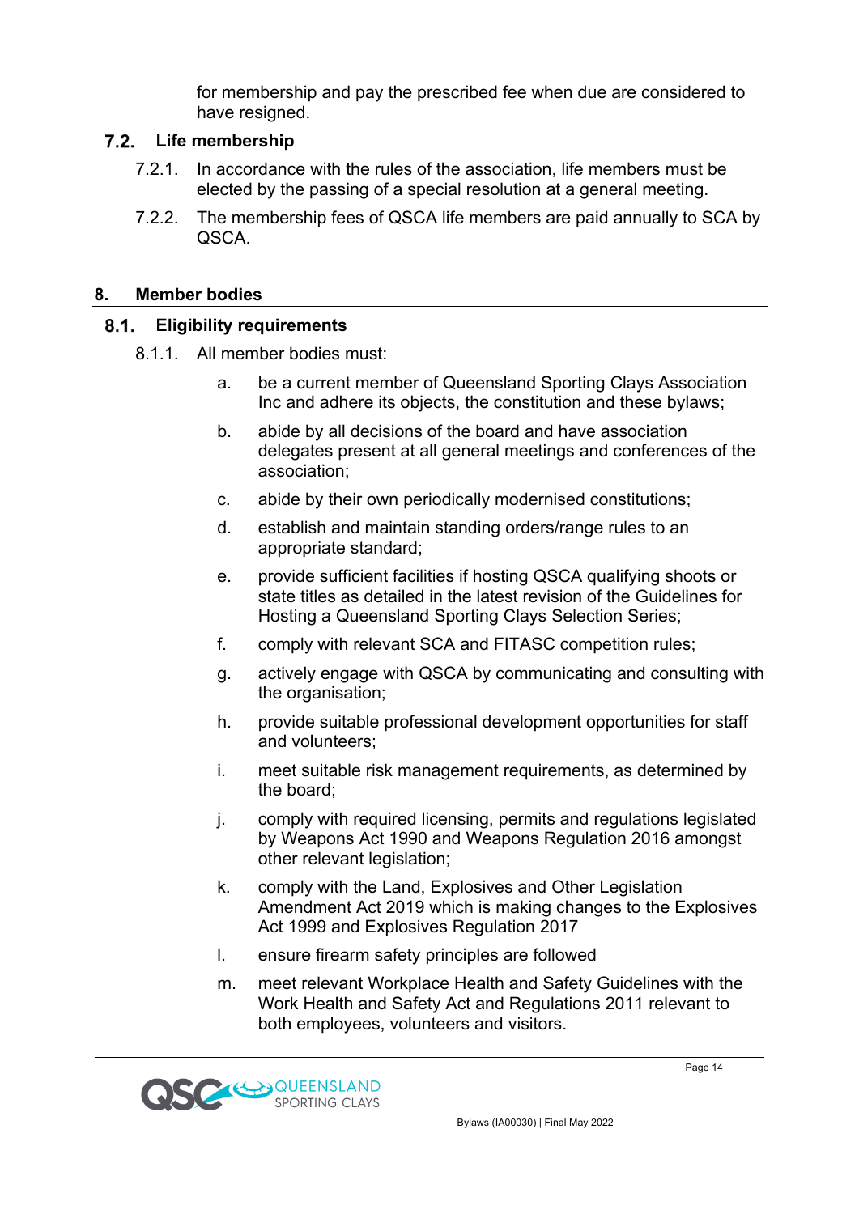for membership and pay the prescribed fee when due are considered to have resigned.

### 7.2. Life membership

7.2.1. In accordance with the rules of the association, life members must be elected by the passing of a special resolution at a general meeting.

7.2.2. The membership fees of QSCA life members are paid annually to SCA by QSCA.

## 8. Member bodies

### 8.1. Eligibility requirements

8.1.1. All member bodies must:

a. be a current member of Queensland Sporting Clays Association Inc and adhere its objects, the constitution and these bylaws;

b. abide by all decisions of the board and have association delegates present at all general meetings and conferences of the association;

c. abide by their own periodically modernised constitutions;

d. establish and maintain standing orders/range rules to an appropriate standard;

e. provide sufficient facilities if hosting QSCA qualifying shoots or state titles as detailed in the latest revision of the Guidelines for Hosting a Queensland Sporting Clays Selection Series;

f. comply with relevant SCA and FITASC competition rules;

g. actively engage with QSCA by communicating and consulting with the organisation;

h. provide suitable professional development opportunities for staff and volunteers;

i. meet suitable risk management requirements, as determined by the board;

j. comply with required licensing, permits and regulations legislated by Weapons Act 1990 and Weapons Regulation 2016 amongst other relevant legislation;

k. comply with the Land, Explosives and Other Legislation Amendment Act 2019 which is making changes to the Explosives Act 1999 and Explosives Regulation 2017

l. ensure firearm safety principles are followed

m. meet relevant Workplace Health and Safety Guidelines with the Work Health and Safety Act and Regulations 2011 relevant to both employees, volunteers and visitors.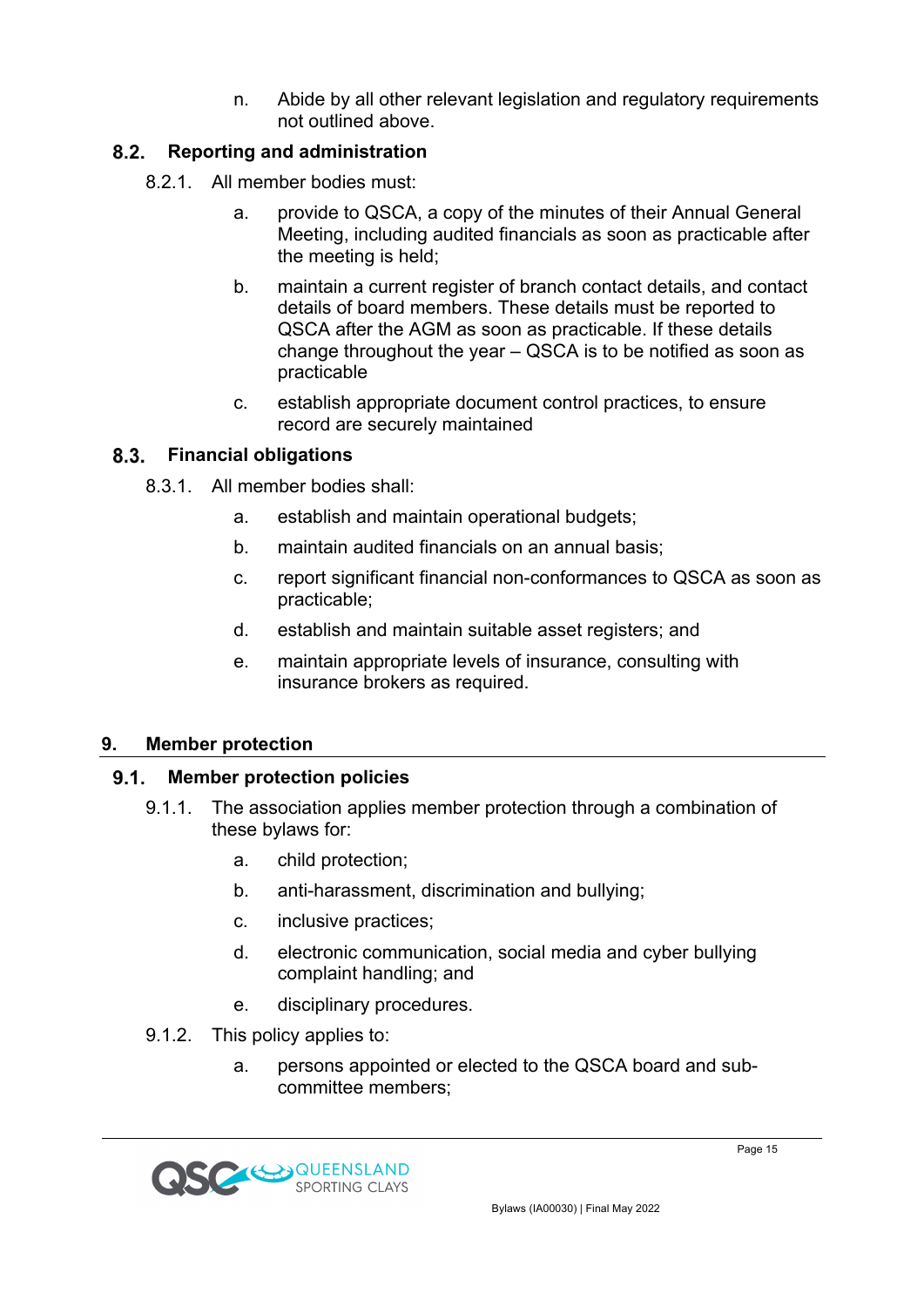n. Abide by all other relevant legislation and regulatory requirements not outlined above.

### 8.2. Reporting and administration

8.2.1. All member bodies must:

a. provide to QSCA, a copy of the minutes of their Annual General Meeting, including audited financials as soon as practicable after the meeting is held;

b. maintain a current register of branch contact details, and contact details of board members. These details must be reported to QSCA after the AGM as soon as practicable. If these details change throughout the year – QSCA is to be notified as soon as practicable

c. establish appropriate document control practices, to ensure record are securely maintained

### 8.3. Financial obligations

8.3.1. All member bodies shall:

a. establish and maintain operational budgets;

b. maintain audited financials on an annual basis;

c. report significant financial non-conformances to QSCA as soon as practicable;

d. establish and maintain suitable asset registers; and

e. maintain appropriate levels of insurance, consulting with insurance brokers as required.

## 9. Member protection

### 9.1. Member protection policies

9.1.1. The association applies member protection through a combination of these bylaws for:

a. child protection;

b. anti-harassment, discrimination and bullying;

c. inclusive practices;

d. electronic communication, social media and cyber bullying complaint handling; and

e. disciplinary procedures.

9.1.2. This policy applies to:

a. persons appointed or elected to the QSCA board and sub-committee members;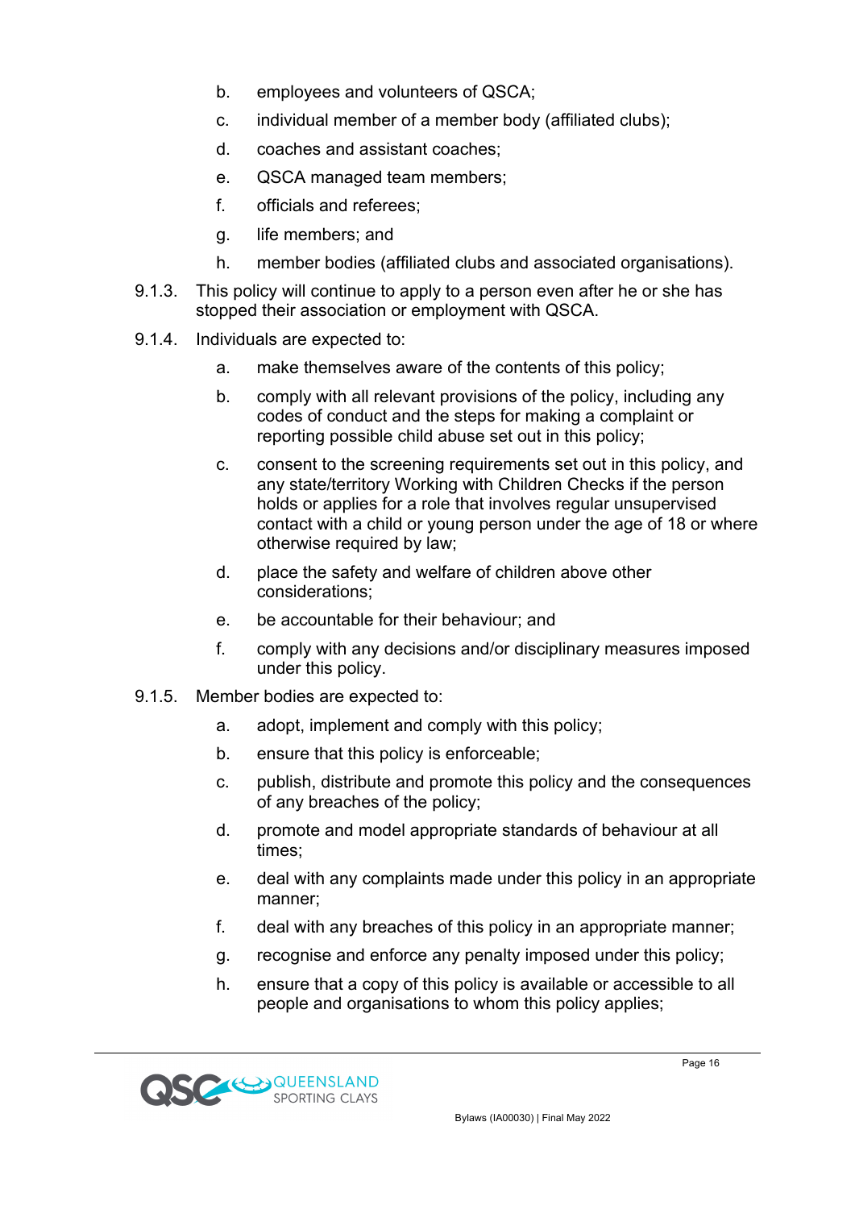b. employees and volunteers of QSCA;

c. individual member of a member body (affiliated clubs);

d. coaches and assistant coaches;

e. QSCA managed team members;

f. officials and referees;

g. life members; and

h. member bodies (affiliated clubs and associated organisations).

9.1.3. This policy will continue to apply to a person even after he or she has stopped their association or employment with QSCA.

9.1.4. Individuals are expected to:

a. make themselves aware of the contents of this policy;

b. comply with all relevant provisions of the policy, including any codes of conduct and the steps for making a complaint or reporting possible child abuse set out in this policy;

c. consent to the screening requirements set out in this policy, and any state/territory Working with Children Checks if the person holds or applies for a role that involves regular unsupervised contact with a child or young person under the age of 18 or where otherwise required by law;

d. place the safety and welfare of children above other considerations;

e. be accountable for their behaviour; and

f. comply with any decisions and/or disciplinary measures imposed under this policy.

9.1.5. Member bodies are expected to:

a. adopt, implement and comply with this policy;

b. ensure that this policy is enforceable;

c. publish, distribute and promote this policy and the consequences of any breaches of the policy;

d. promote and model appropriate standards of behaviour at all times;

e. deal with any complaints made under this policy in an appropriate manner;

f. deal with any breaches of this policy in an appropriate manner;

g. recognise and enforce any penalty imposed under this policy;

h. ensure that a copy of this policy is available or accessible to all people and organisations to whom this policy applies;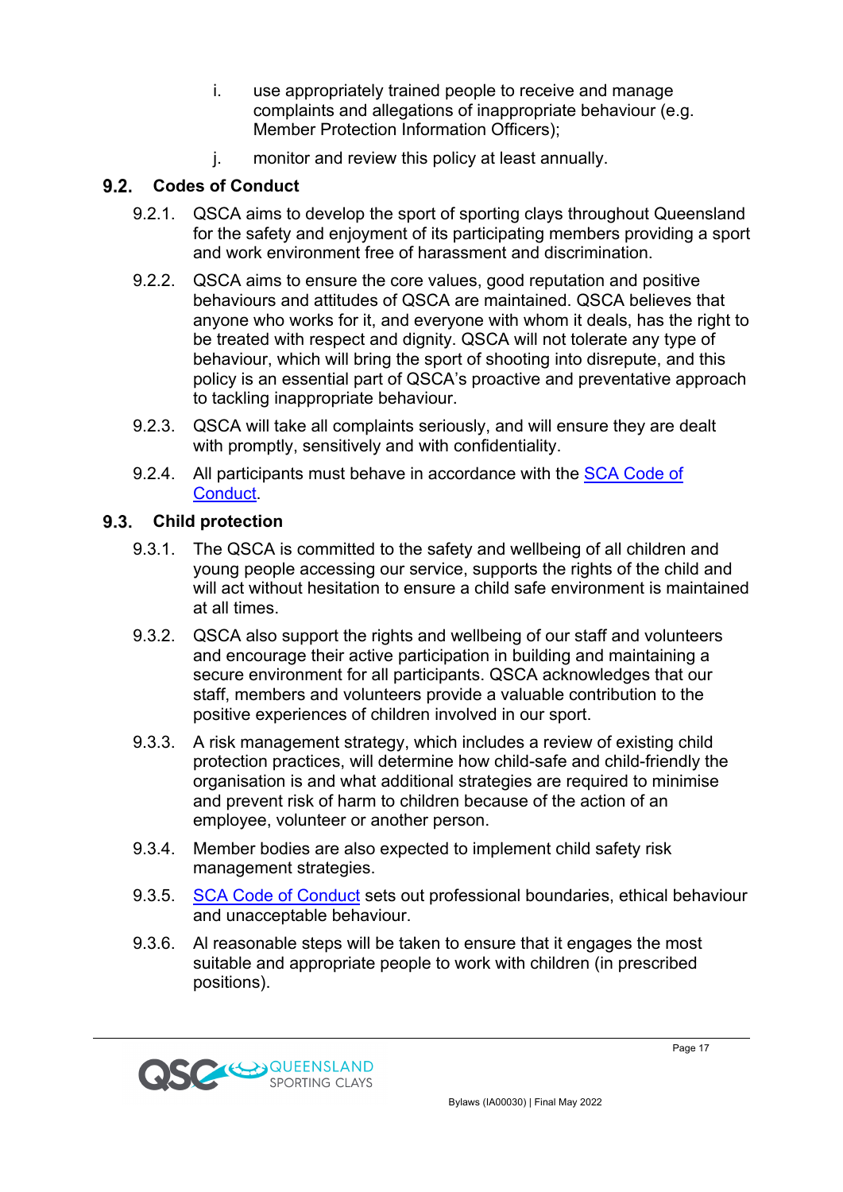i. use appropriately trained people to receive and manage complaints and allegations of inappropriate behaviour (e.g. Member Protection Information Officers);

j. monitor and review this policy at least annually.

### 9.2. Codes of Conduct

9.2.1. QSCA aims to develop the sport of sporting clays throughout Queensland for the safety and enjoyment of its participating members providing a sport and work environment free of harassment and discrimination.

9.2.2. QSCA aims to ensure the core values, good reputation and positive behaviours and attitudes of QSCA are maintained. QSCA believes that anyone who works for it, and everyone with whom it deals, has the right to be treated with respect and dignity. QSCA will not tolerate any type of behaviour, which will bring the sport of shooting into disrepute, and this policy is an essential part of QSCA's proactive and preventative approach to tackling inappropriate behaviour.

9.2.3. QSCA will take all complaints seriously, and will ensure they are dealt with promptly, sensitively and with confidentiality.

9.2.4. All participants must behave in accordance with the SCA Code of Conduct.

### 9.3. Child protection

9.3.1. The QSCA is committed to the safety and wellbeing of all children and young people accessing our service, supports the rights of the child and will act without hesitation to ensure a child safe environment is maintained at all times.

9.3.2. QSCA also support the rights and wellbeing of our staff and volunteers and encourage their active participation in building and maintaining a secure environment for all participants. QSCA acknowledges that our staff, members and volunteers provide a valuable contribution to the positive experiences of children involved in our sport.

9.3.3. A risk management strategy, which includes a review of existing child protection practices, will determine how child-safe and child-friendly the organisation is and what additional strategies are required to minimise and prevent risk of harm to children because of the action of an employee, volunteer or another person.

9.3.4. Member bodies are also expected to implement child safety risk management strategies.

9.3.5. SCA Code of Conduct sets out professional boundaries, ethical behaviour and unacceptable behaviour.

9.3.6. Al reasonable steps will be taken to ensure that it engages the most suitable and appropriate people to work with children (in prescribed positions).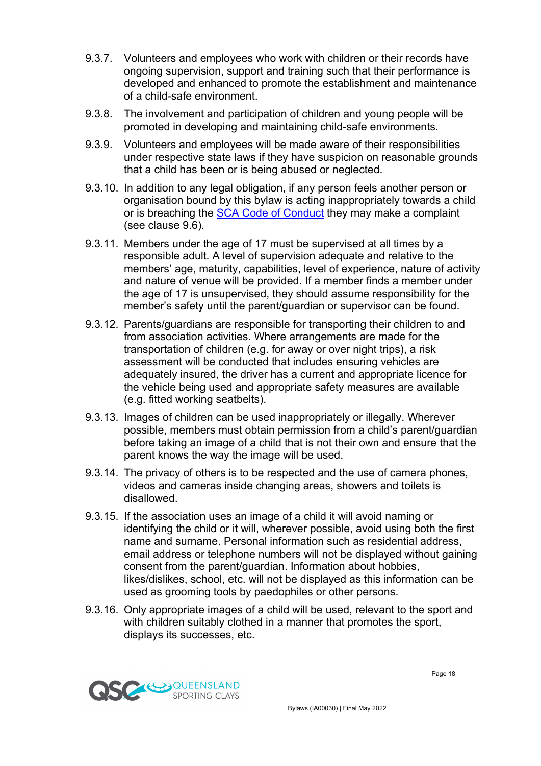9.3.7. Volunteers and employees who work with children or their records have ongoing supervision, support and training such that their performance is developed and enhanced to promote the establishment and maintenance of a child-safe environment.

9.3.8. The involvement and participation of children and young people will be promoted in developing and maintaining child-safe environments.

9.3.9. Volunteers and employees will be made aware of their responsibilities under respective state laws if they have suspicion on reasonable grounds that a child has been or is being abused or neglected.

9.3.10. In addition to any legal obligation, if any person feels another person or organisation bound by this bylaw is acting inappropriately towards a child or is breaching the SCA Code of Conduct they may make a complaint (see clause 9.6).

9.3.11. Members under the age of 17 must be supervised at all times by a responsible adult. A level of supervision adequate and relative to the members' age, maturity, capabilities, level of experience, nature of activity and nature of venue will be provided. If a member finds a member under the age of 17 is unsupervised, they should assume responsibility for the member's safety until the parent/guardian or supervisor can be found.

9.3.12. Parents/guardians are responsible for transporting their children to and from association activities. Where arrangements are made for the transportation of children (e.g. for away or over night trips), a risk assessment will be conducted that includes ensuring vehicles are adequately insured, the driver has a current and appropriate licence for the vehicle being used and appropriate safety measures are available (e.g. fitted working seatbelts).

9.3.13. Images of children can be used inappropriately or illegally. Wherever possible, members must obtain permission from a child's parent/guardian before taking an image of a child that is not their own and ensure that the parent knows the way the image will be used.

9.3.14. The privacy of others is to be respected and the use of camera phones, videos and cameras inside changing areas, showers and toilets is disallowed.

9.3.15. If the association uses an image of a child it will avoid naming or identifying the child or it will, wherever possible, avoid using both the first name and surname. Personal information such as residential address, email address or telephone numbers will not be displayed without gaining consent from the parent/guardian. Information about hobbies, likes/dislikes, school, etc. will not be displayed as this information can be used as grooming tools by paedophiles or other persons.

9.3.16. Only appropriate images of a child will be used, relevant to the sport and with children suitably clothed in a manner that promotes the sport, displays its successes, etc.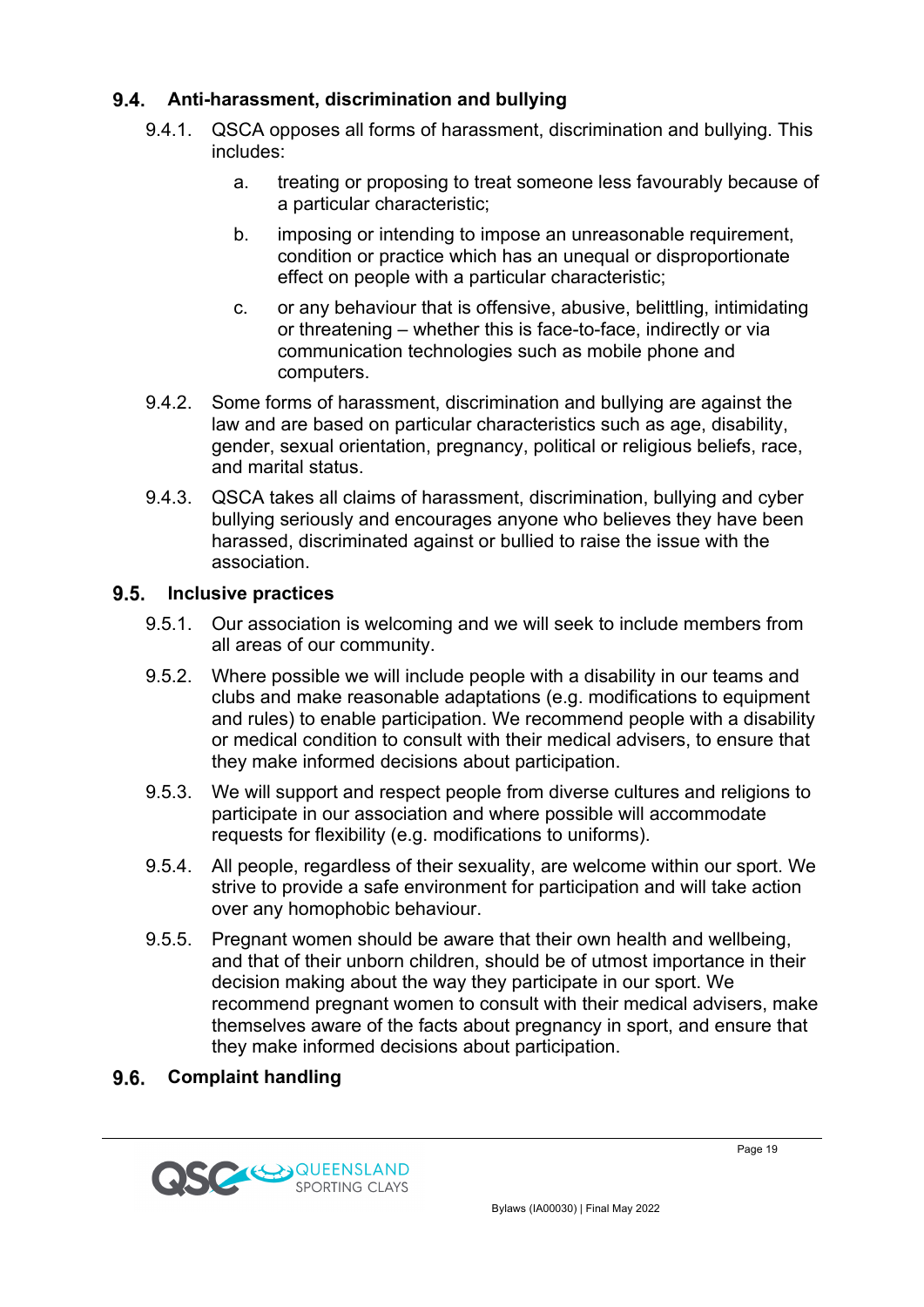### 9.4. Anti-harassment, discrimination and bullying

9.4.1. QSCA opposes all forms of harassment, discrimination and bullying. This includes:

a. treating or proposing to treat someone less favourably because of a particular characteristic;

b. imposing or intending to impose an unreasonable requirement, condition or practice which has an unequal or disproportionate effect on people with a particular characteristic;

c. or any behaviour that is offensive, abusive, belittling, intimidating or threatening – whether this is face-to-face, indirectly or via communication technologies such as mobile phone and computers.

9.4.2. Some forms of harassment, discrimination and bullying are against the law and are based on particular characteristics such as age, disability, gender, sexual orientation, pregnancy, political or religious beliefs, race, and marital status.

9.4.3. QSCA takes all claims of harassment, discrimination, bullying and cyber bullying seriously and encourages anyone who believes they have been harassed, discriminated against or bullied to raise the issue with the association.

### 9.5. Inclusive practices

9.5.1. Our association is welcoming and we will seek to include members from all areas of our community.

9.5.2. Where possible we will include people with a disability in our teams and clubs and make reasonable adaptations (e.g. modifications to equipment and rules) to enable participation. We recommend people with a disability or medical condition to consult with their medical advisers, to ensure that they make informed decisions about participation.

9.5.3. We will support and respect people from diverse cultures and religions to participate in our association and where possible will accommodate requests for flexibility (e.g. modifications to uniforms).

9.5.4. All people, regardless of their sexuality, are welcome within our sport. We strive to provide a safe environment for participation and will take action over any homophobic behaviour.

9.5.5. Pregnant women should be aware that their own health and wellbeing, and that of their unborn children, should be of utmost importance in their decision making about the way they participate in our sport. We recommend pregnant women to consult with their medical advisers, make themselves aware of the facts about pregnancy in sport, and ensure that they make informed decisions about participation.

### 9.6. Complaint handling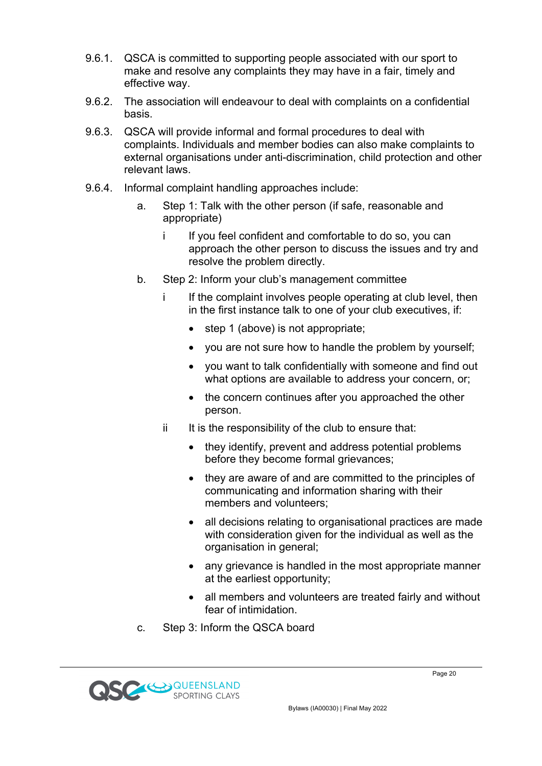9.6.1. QSCA is committed to supporting people associated with our sport to make and resolve any complaints they may have in a fair, timely and effective way.

9.6.2. The association will endeavour to deal with complaints on a confidential basis.

9.6.3. QSCA will provide informal and formal procedures to deal with complaints. Individuals and member bodies can also make complaints to external organisations under anti-discrimination, child protection and other relevant laws.

9.6.4. Informal complaint handling approaches include:

   a. Step 1: Talk with the other person (if safe, reasonable and appropriate)

      i If you feel confident and comfortable to do so, you can approach the other person to discuss the issues and try and resolve the problem directly.

   b. Step 2: Inform your club's management committee

      i If the complaint involves people operating at club level, then in the first instance talk to one of your club executives, if:

      - step 1 (above) is not appropriate;
      - you are not sure how to handle the problem by yourself;
      - you want to talk confidentially with someone and find out what options are available to address your concern, or;
      - the concern continues after you approached the other person.

      ii It is the responsibility of the club to ensure that:

      - they identify, prevent and address potential problems before they become formal grievances;
      - they are aware of and are committed to the principles of communicating and information sharing with their members and volunteers;
      - all decisions relating to organisational practices are made with consideration given for the individual as well as the organisation in general;
      - any grievance is handled in the most appropriate manner at the earliest opportunity;
      - all members and volunteers are treated fairly and without fear of intimidation.

   c. Step 3: Inform the QSCA board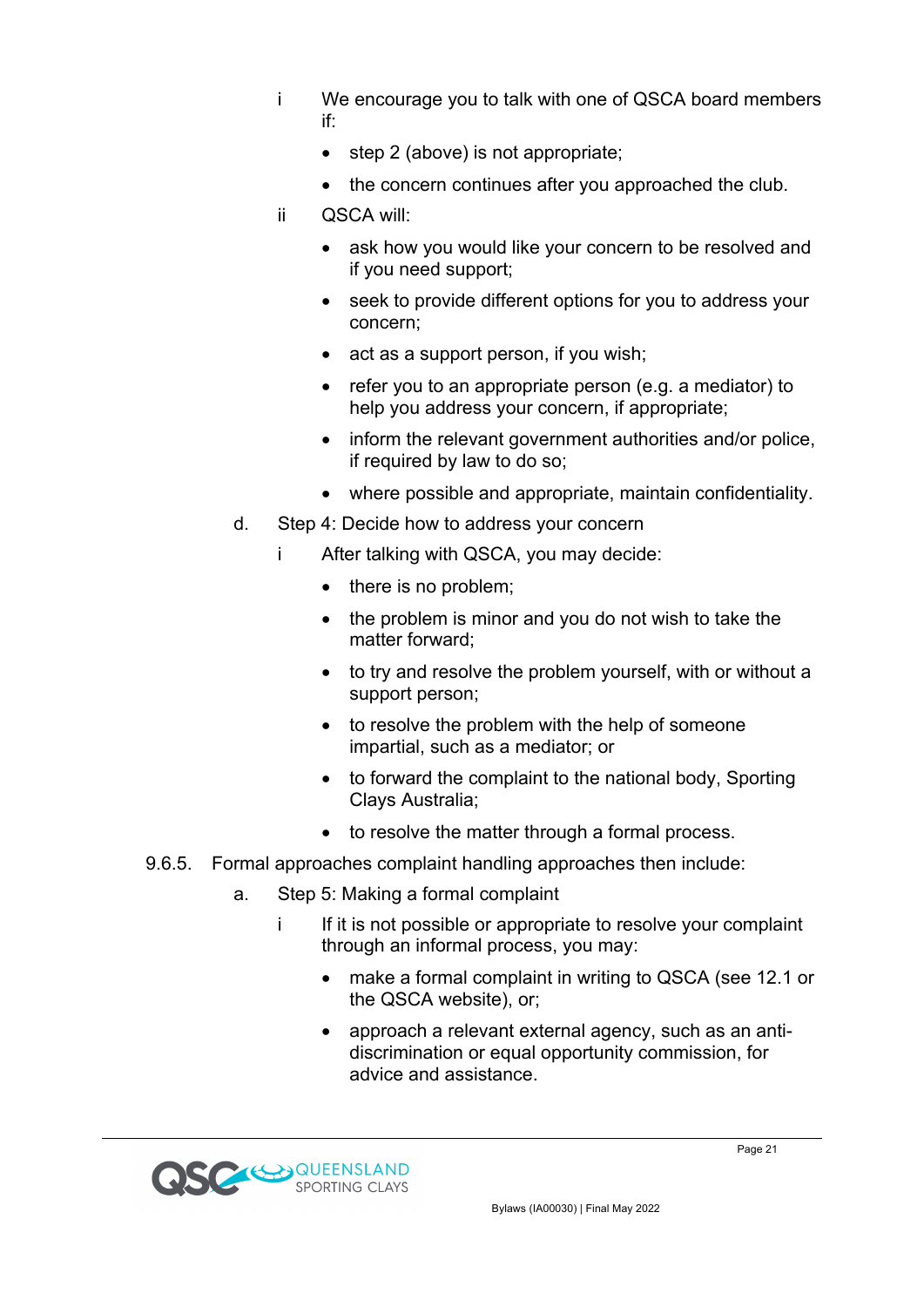i We encourage you to talk with one of QSCA board members if:

- step 2 (above) is not appropriate;
- the concern continues after you approached the club.

ii QSCA will:

- ask how you would like your concern to be resolved and if you need support;
- seek to provide different options for you to address your concern;
- act as a support person, if you wish;
- refer you to an appropriate person (e.g. a mediator) to help you address your concern, if appropriate;
- inform the relevant government authorities and/or police, if required by law to do so;
- where possible and appropriate, maintain confidentiality.

d. Step 4: Decide how to address your concern

i After talking with QSCA, you may decide:

- there is no problem;
- the problem is minor and you do not wish to take the matter forward;
- to try and resolve the problem yourself, with or without a support person;
- to resolve the problem with the help of someone impartial, such as a mediator; or
- to forward the complaint to the national body, Sporting Clays Australia;
- to resolve the matter through a formal process.

9.6.5. Formal approaches complaint handling approaches then include:

a. Step 5: Making a formal complaint

i If it is not possible or appropriate to resolve your complaint through an informal process, you may:

- make a formal complaint in writing to QSCA (see 12.1 or the QSCA website), or;
- approach a relevant external agency, such as an anti-discrimination or equal opportunity commission, for advice and assistance.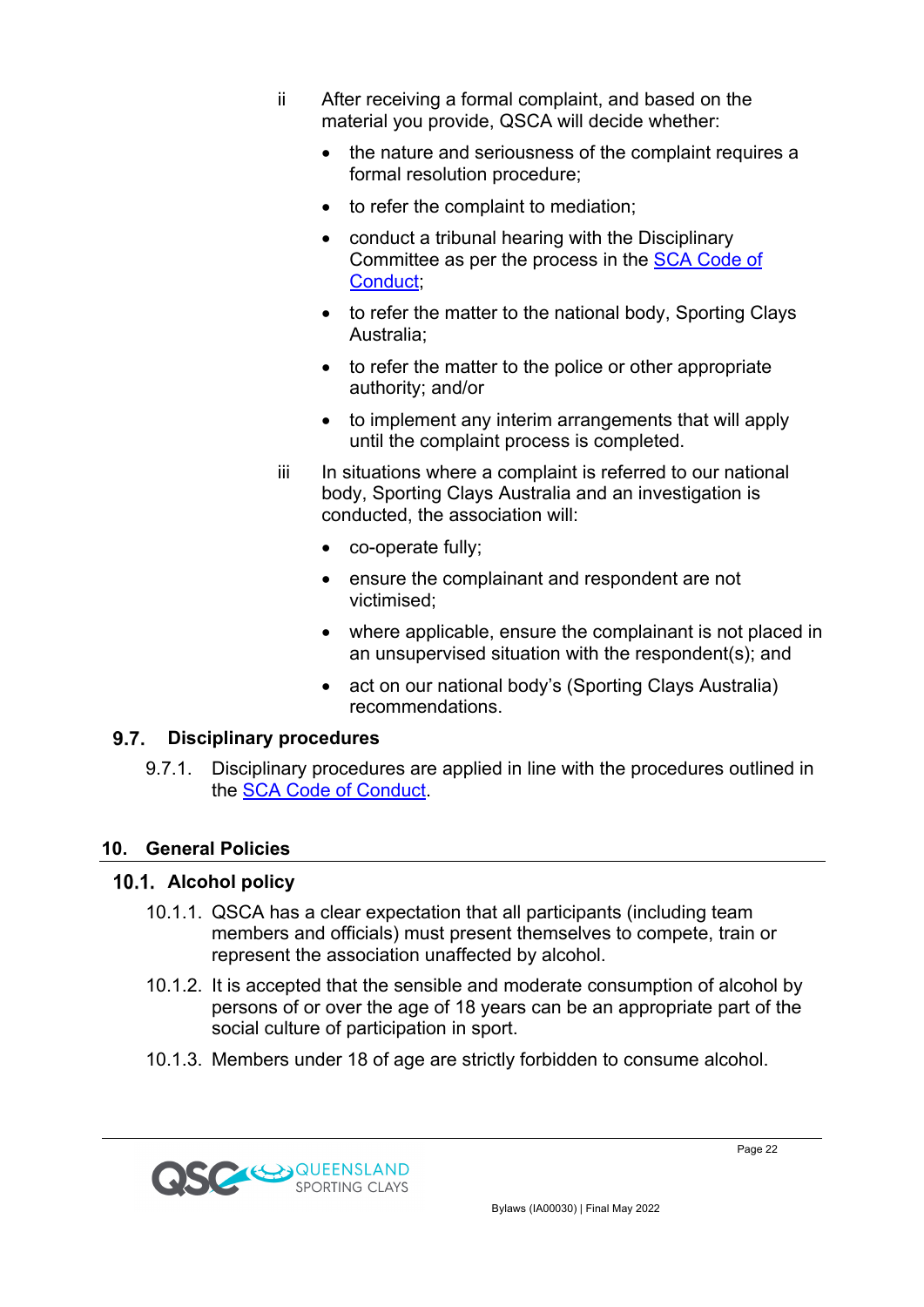ii After receiving a formal complaint, and based on the material you provide, QSCA will decide whether:

- the nature and seriousness of the complaint requires a formal resolution procedure;
- to refer the complaint to mediation;
- conduct a tribunal hearing with the Disciplinary Committee as per the process in the SCA Code of Conduct;
- to refer the matter to the national body, Sporting Clays Australia;
- to refer the matter to the police or other appropriate authority; and/or
- to implement any interim arrangements that will apply until the complaint process is completed.

iii In situations where a complaint is referred to our national body, Sporting Clays Australia and an investigation is conducted, the association will:

- co-operate fully;
- ensure the complainant and respondent are not victimised;
- where applicable, ensure the complainant is not placed in an unsupervised situation with the respondent(s); and
- act on our national body's (Sporting Clays Australia) recommendations.

### 9.7. Disciplinary procedures

9.7.1. Disciplinary procedures are applied in line with the procedures outlined in the SCA Code of Conduct.

## 10. General Policies

### 10.1. Alcohol policy

10.1.1. QSCA has a clear expectation that all participants (including team members and officials) must present themselves to compete, train or represent the association unaffected by alcohol.

10.1.2. It is accepted that the sensible and moderate consumption of alcohol by persons of or over the age of 18 years can be an appropriate part of the social culture of participation in sport.

10.1.3. Members under 18 of age are strictly forbidden to consume alcohol.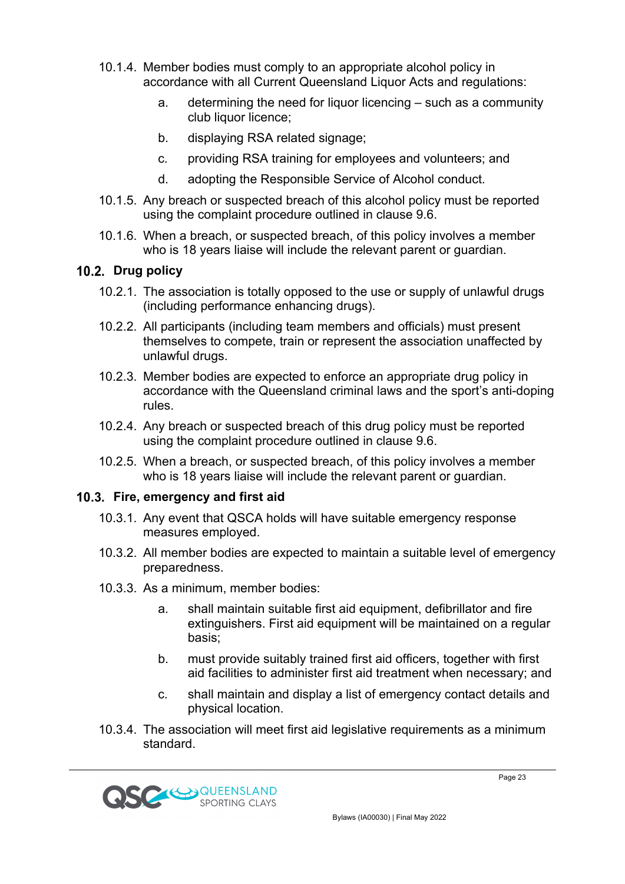10.1.4. Member bodies must comply to an appropriate alcohol policy in accordance with all Current Queensland Liquor Acts and regulations:

a. determining the need for liquor licencing – such as a community club liquor licence;

b. displaying RSA related signage;

c. providing RSA training for employees and volunteers; and

d. adopting the Responsible Service of Alcohol conduct.

10.1.5. Any breach or suspected breach of this alcohol policy must be reported using the complaint procedure outlined in clause 9.6.

10.1.6. When a breach, or suspected breach, of this policy involves a member who is 18 years liaise will include the relevant parent or guardian.

### 10.2. Drug policy

10.2.1. The association is totally opposed to the use or supply of unlawful drugs (including performance enhancing drugs).

10.2.2. All participants (including team members and officials) must present themselves to compete, train or represent the association unaffected by unlawful drugs.

10.2.3. Member bodies are expected to enforce an appropriate drug policy in accordance with the Queensland criminal laws and the sport's anti-doping rules.

10.2.4. Any breach or suspected breach of this drug policy must be reported using the complaint procedure outlined in clause 9.6.

10.2.5. When a breach, or suspected breach, of this policy involves a member who is 18 years liaise will include the relevant parent or guardian.

### 10.3. Fire, emergency and first aid

10.3.1. Any event that QSCA holds will have suitable emergency response measures employed.

10.3.2. All member bodies are expected to maintain a suitable level of emergency preparedness.

10.3.3. As a minimum, member bodies:

a. shall maintain suitable first aid equipment, defibrillator and fire extinguishers. First aid equipment will be maintained on a regular basis;

b. must provide suitably trained first aid officers, together with first aid facilities to administer first aid treatment when necessary; and

c. shall maintain and display a list of emergency contact details and physical location.

10.3.4. The association will meet first aid legislative requirements as a minimum standard.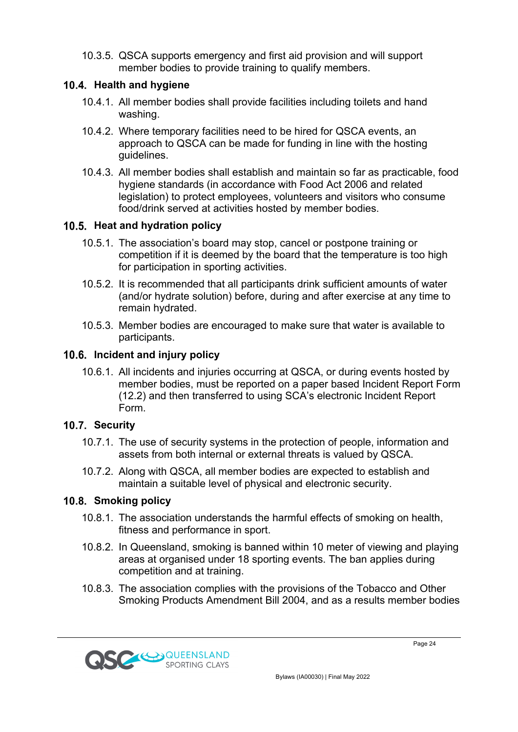10.3.5. QSCA supports emergency and first aid provision and will support member bodies to provide training to qualify members.

## 10.4. Health and hygiene

10.4.1. All member bodies shall provide facilities including toilets and hand washing.

10.4.2. Where temporary facilities need to be hired for QSCA events, an approach to QSCA can be made for funding in line with the hosting guidelines.

10.4.3. All member bodies shall establish and maintain so far as practicable, food hygiene standards (in accordance with Food Act 2006 and related legislation) to protect employees, volunteers and visitors who consume food/drink served at activities hosted by member bodies.

## 10.5. Heat and hydration policy

10.5.1. The association's board may stop, cancel or postpone training or competition if it is deemed by the board that the temperature is too high for participation in sporting activities.

10.5.2. It is recommended that all participants drink sufficient amounts of water (and/or hydrate solution) before, during and after exercise at any time to remain hydrated.

10.5.3. Member bodies are encouraged to make sure that water is available to participants.

## 10.6. Incident and injury policy

10.6.1. All incidents and injuries occurring at QSCA, or during events hosted by member bodies, must be reported on a paper based Incident Report Form (12.2) and then transferred to using SCA's electronic Incident Report Form.

## 10.7. Security

10.7.1. The use of security systems in the protection of people, information and assets from both internal or external threats is valued by QSCA.

10.7.2. Along with QSCA, all member bodies are expected to establish and maintain a suitable level of physical and electronic security.

## 10.8. Smoking policy

10.8.1. The association understands the harmful effects of smoking on health, fitness and performance in sport.

10.8.2. In Queensland, smoking is banned within 10 meter of viewing and playing areas at organised under 18 sporting events. The ban applies during competition and at training.

10.8.3. The association complies with the provisions of the Tobacco and Other Smoking Products Amendment Bill 2004, and as a results member bodies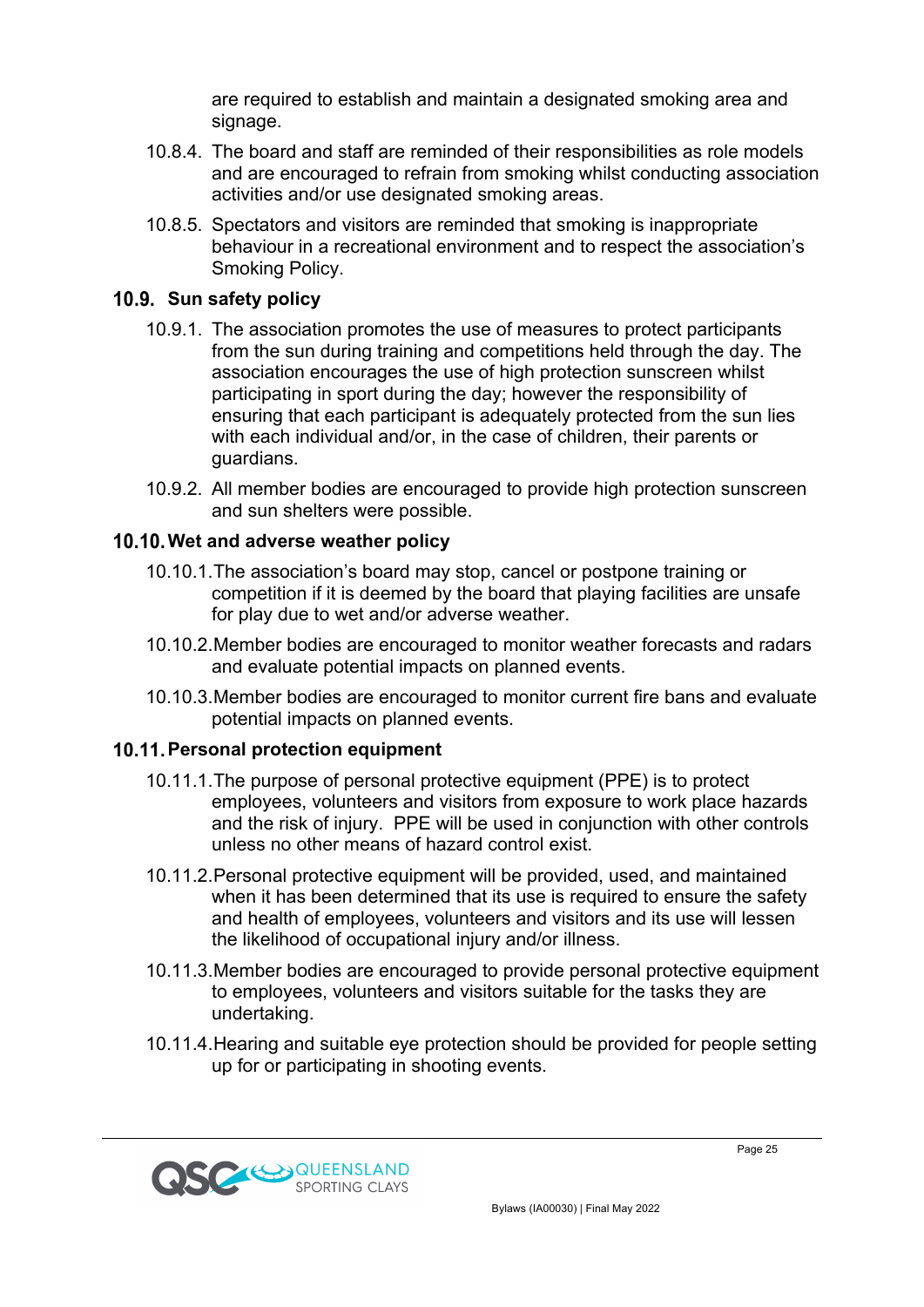are required to establish and maintain a designated smoking area and signage.

10.8.4. The board and staff are reminded of their responsibilities as role models and are encouraged to refrain from smoking whilst conducting association activities and/or use designated smoking areas.

10.8.5. Spectators and visitors are reminded that smoking is inappropriate behaviour in a recreational environment and to respect the association's Smoking Policy.

### 10.9. Sun safety policy

10.9.1. The association promotes the use of measures to protect participants from the sun during training and competitions held through the day. The association encourages the use of high protection sunscreen whilst participating in sport during the day; however the responsibility of ensuring that each participant is adequately protected from the sun lies with each individual and/or, in the case of children, their parents or guardians.

10.9.2. All member bodies are encouraged to provide high protection sunscreen and sun shelters were possible.

### 10.10. Wet and adverse weather policy

10.10.1. The association's board may stop, cancel or postpone training or competition if it is deemed by the board that playing facilities are unsafe for play due to wet and/or adverse weather.

10.10.2. Member bodies are encouraged to monitor weather forecasts and radars and evaluate potential impacts on planned events.

10.10.3. Member bodies are encouraged to monitor current fire bans and evaluate potential impacts on planned events.

### 10.11. Personal protection equipment

10.11.1. The purpose of personal protective equipment (PPE) is to protect employees, volunteers and visitors from exposure to work place hazards and the risk of injury. PPE will be used in conjunction with other controls unless no other means of hazard control exist.

10.11.2. Personal protective equipment will be provided, used, and maintained when it has been determined that its use is required to ensure the safety and health of employees, volunteers and visitors and its use will lessen the likelihood of occupational injury and/or illness.

10.11.3. Member bodies are encouraged to provide personal protective equipment to employees, volunteers and visitors suitable for the tasks they are undertaking.

10.11.4. Hearing and suitable eye protection should be provided for people setting up for or participating in shooting events.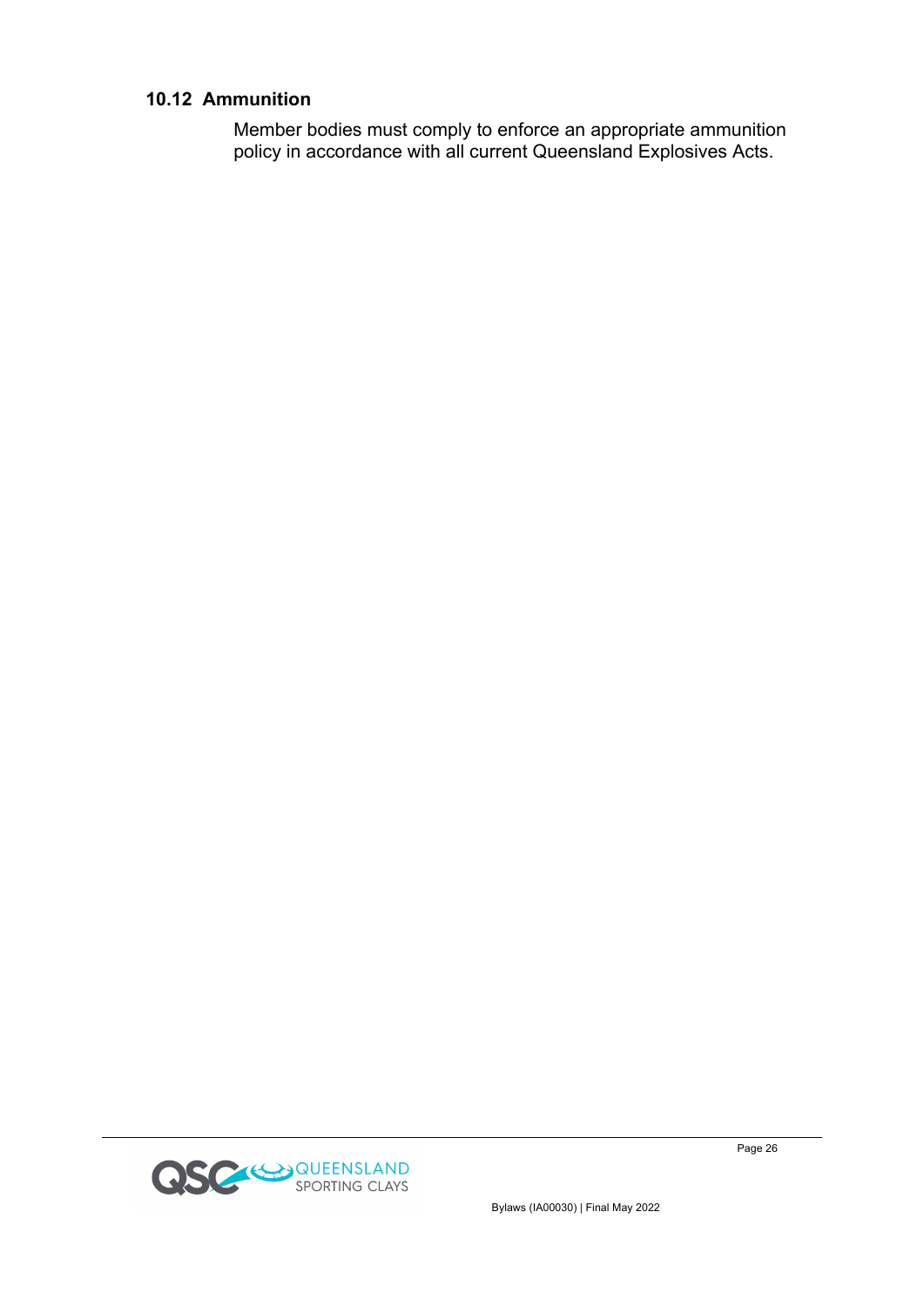### 10.12 Ammunition

Member bodies must comply to enforce an appropriate ammunition policy in accordance with all current Queensland Explosives Acts.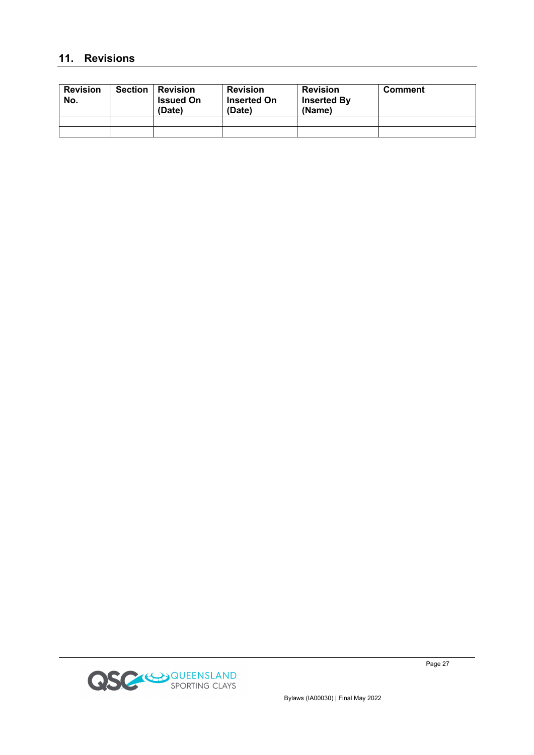## 11. Revisions

| Revision No. | Section | Revision Issued On (Date) | Revision Inserted On (Date) | Revision Inserted By (Name) | Comment |
|---|---|---|---|---|---|
| | | | | | |
| | | | | | |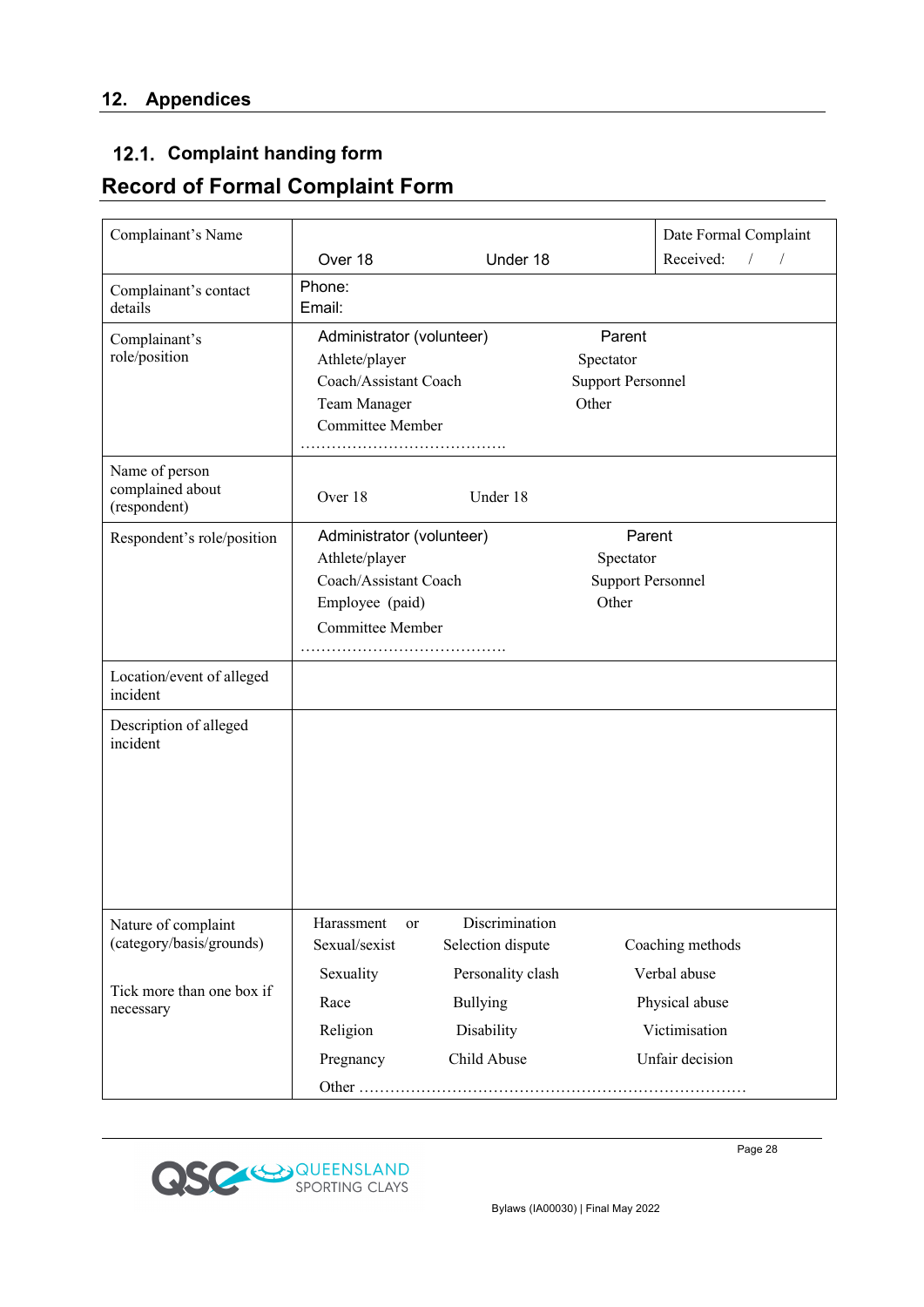## 12. Appendices

### 12.1. Complaint handing form

## Record of Formal Complaint Form

| | | |
|---|---|---|
| Complainant's Name | Over 18 Under 18 | Date Formal Complaint Received: / / |
| Complainant's contact details | Phone:<br>Email: | |
| Complainant's role/position | Administrator (volunteer)<br>Athlete/player<br>Coach/Assistant Coach<br>Team Manager<br>Committee Member<br>Parent<br>Spectator<br>Support Personnel<br>Other<br>………………………………… | |
| Name of person complained about (respondent) | Over 18 Under 18 | |
| Respondent's role/position | Administrator (volunteer)<br>Athlete/player<br>Coach/Assistant Coach<br>Employee (paid)<br>Committee Member<br>Parent<br>Spectator<br>Support Personnel<br>Other<br>………………………………… | |
| Location/event of alleged incident | | |
| Description of alleged incident | | |
| Nature of complaint (category/basis/grounds)<br><br>Tick more than one box if necessary | Harassment or Sexual/sexist<br>Sexuality<br>Race<br>Religion<br>Pregnancy<br>Discrimination<br>Selection dispute<br>Personality clash<br>Bullying<br>Disability<br>Child Abuse<br>Coaching methods<br>Verbal abuse<br>Physical abuse<br>Victimisation<br>Unfair decision<br>Other ………………………………………………………………… | |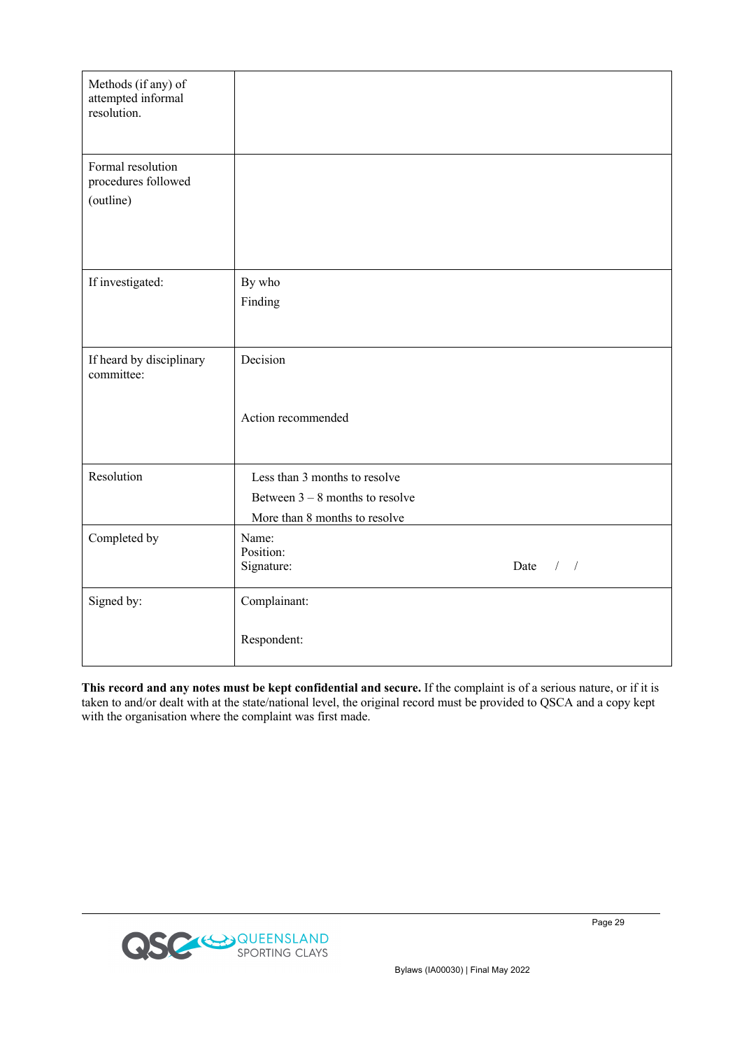| | |
|---|---|
| Methods (if any) of attempted informal resolution. | |
| Formal resolution procedures followed (outline) | |
| If investigated: | By who<br>Finding |
| If heard by disciplinary committee: | Decision<br><br>Action recommended |
| Resolution | Less than 3 months to resolve<br>Between 3 – 8 months to resolve<br>More than 8 months to resolve |
| Completed by | Name:<br>Position:<br>Signature: Date / / |
| Signed by: | Complainant:<br><br>Respondent: |

**This record and any notes must be kept confidential and secure.** If the complaint is of a serious nature, or if it is taken to and/or dealt with at the state/national level, the original record must be provided to QSCA and a copy kept with the organisation where the complaint was first made.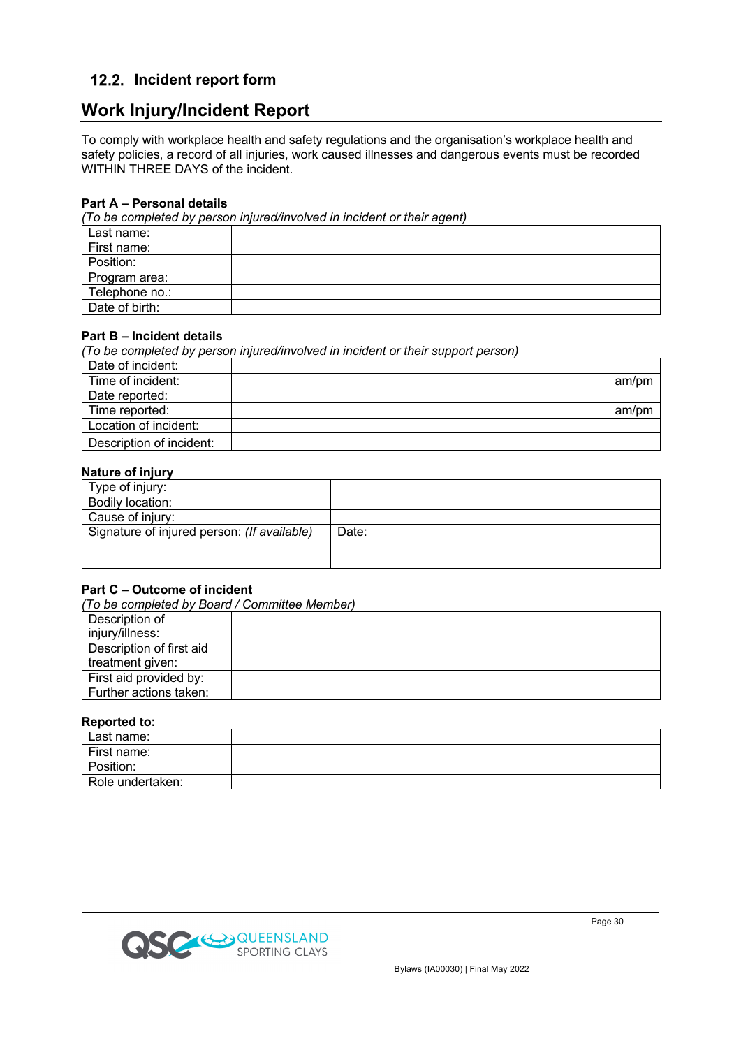## 12.2. Incident report form

# Work Injury/Incident Report

To comply with workplace health and safety regulations and the organisation's workplace health and safety policies, a record of all injuries, work caused illnesses and dangerous events must be recorded WITHIN THREE DAYS of the incident.

**Part A – Personal details**

*(To be completed by person injured/involved in incident or their agent)*

| | |
|---|---|
| Last name: | |
| First name: | |
| Position: | |
| Program area: | |
| Telephone no.: | |
| Date of birth: | |

**Part B – Incident details**

*(To be completed by person injured/involved in incident or their support person)*

| | |
|---|---|
| Date of incident: | |
| Time of incident: | am/pm |
| Date reported: | |
| Time reported: | am/pm |
| Location of incident: | |
| Description of incident: | |

**Nature of injury**

| | |
|---|---|
| Type of injury: | |
| Bodily location: | |
| Cause of injury: | |
| Signature of injured person: *(If available)* | Date: |

**Part C – Outcome of incident**

*(To be completed by Board / Committee Member)*

| | |
|---|---|
| Description of injury/illness: | |
| Description of first aid treatment given: | |
| First aid provided by: | |
| Further actions taken: | |

**Reported to:**

| | |
|---|---|
| Last name: | |
| First name: | |
| Position: | |
| Role undertaken: | |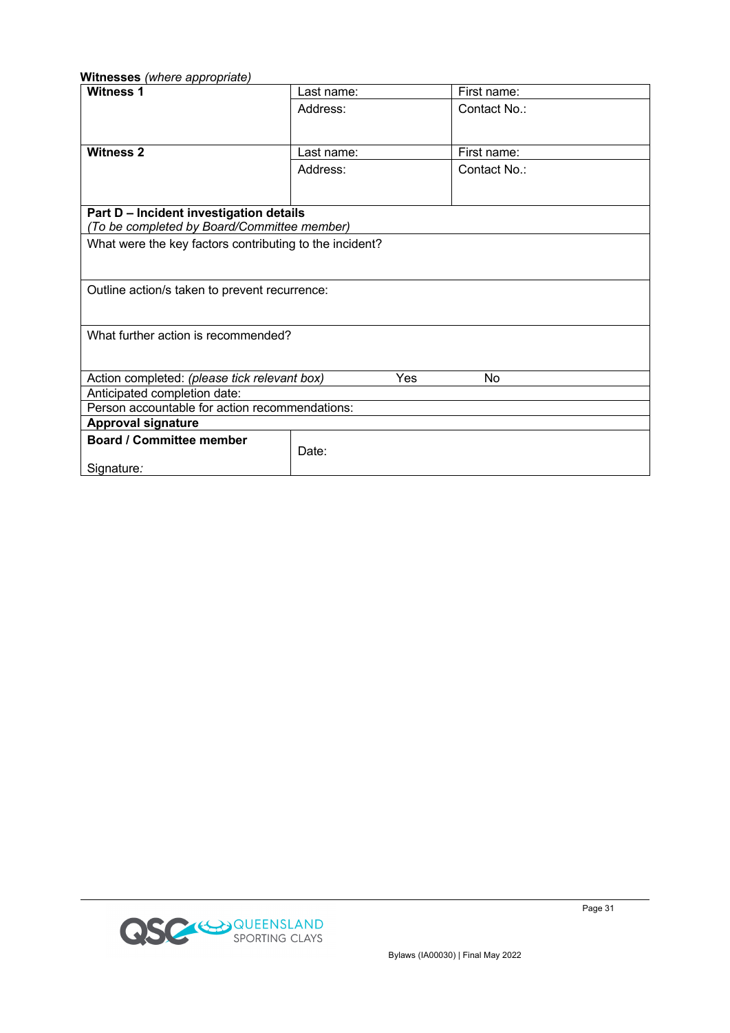**Witnesses** *(where appropriate)*

| | | |
|---|---|---|
| **Witness 1** | Last name: | First name: |
| | Address: | Contact No.: |
| **Witness 2** | Last name: | First name: |
| | Address: | Contact No.: |

| | | |
|---|---|---|
| **Part D – Incident investigation details** *(To be completed by Board/Committee member)* | | |
| What were the key factors contributing to the incident? | | |
| Outline action/s taken to prevent recurrence: | | |
| What further action is recommended? | | |
| Action completed: *(please tick relevant box)* | Yes | No |
| Anticipated completion date: | | |
| Person accountable for action recommendations: | | |
| **Approval signature** | | |
| **Board / Committee member** Signature: | Date: | |

Bylaws (IA00030) | Final May 2022